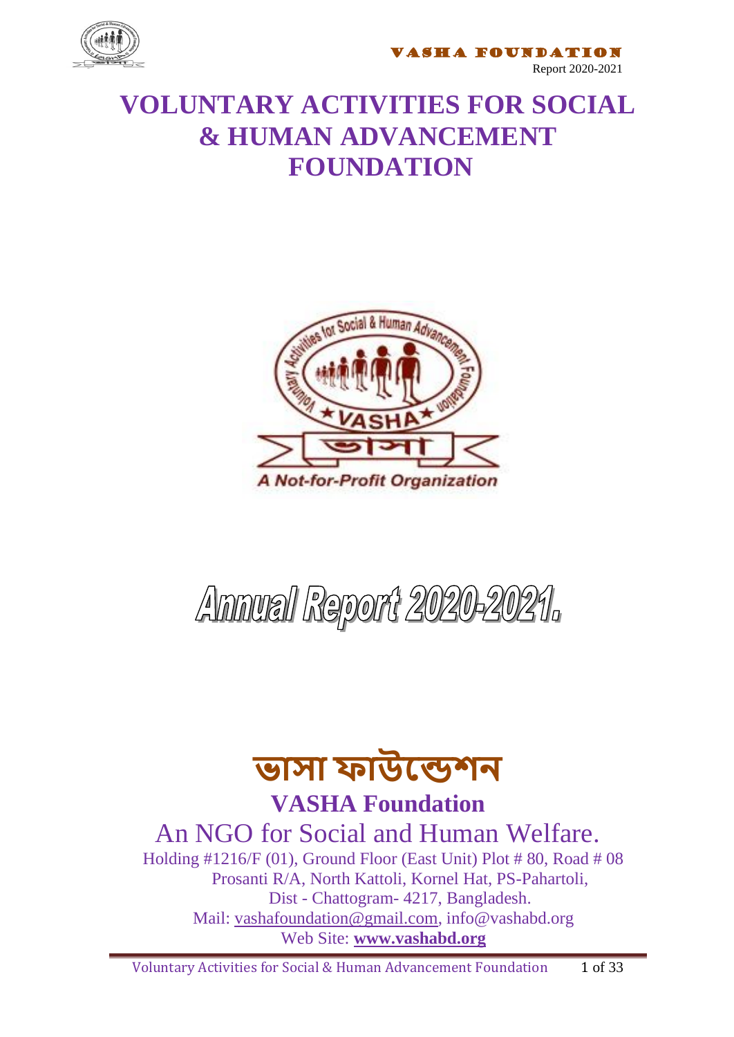# VOLUNTARY ACTIVITIES FOR SOCIAL & HUMAN ADVANCEMENT FOUNDATION

A Not-for-Profit Organization

# Annual Report 2020-2021.

# ভাসা ফাউন্ডেশন

## VASHA Foundation

An NGO for Social and Human Welfare.

Holding #1216/F (01), Ground Floor (East Unit) Plot # 80, Road # 08
Prosanti R/A, North Kattoli, Kornel Hat, PS-Pahartoli,
Dist - Chattogram- 4217, Bangladesh.
Mail: vashafoundation@gmail.com, info@vashabd.org
Web Site: **www.vashabd.org**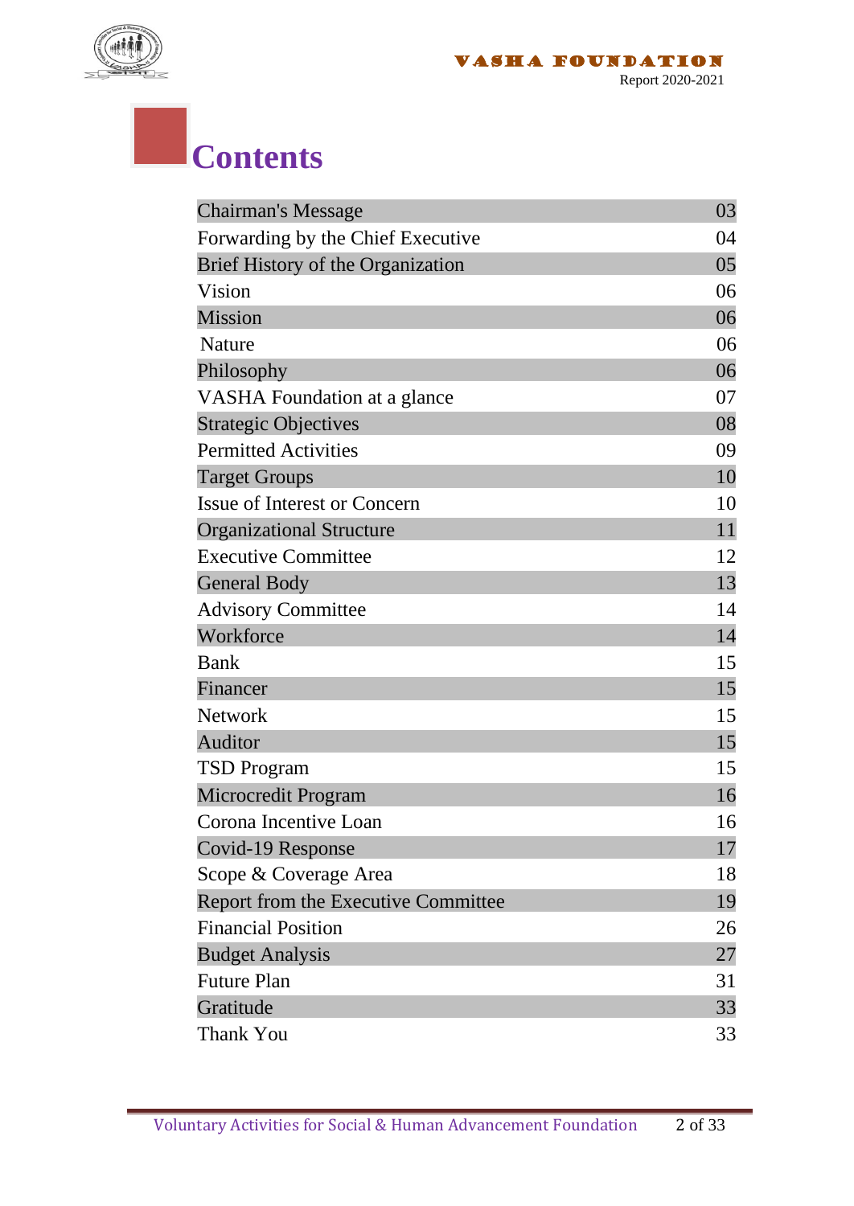# Contents

| | |
|---|---|
| Chairman's Message | 03 |
| Forwarding by the Chief Executive | 04 |
| Brief History of the Organization | 05 |
| Vision | 06 |
| Mission | 06 |
| Nature | 06 |
| Philosophy | 06 |
| VASHA Foundation at a glance | 07 |
| Strategic Objectives | 08 |
| Permitted Activities | 09 |
| Target Groups | 10 |
| Issue of Interest or Concern | 10 |
| Organizational Structure | 11 |
| Executive Committee | 12 |
| General Body | 13 |
| Advisory Committee | 14 |
| Workforce | 14 |
| Bank | 15 |
| Financer | 15 |
| Network | 15 |
| Auditor | 15 |
| TSD Program | 15 |
| Microcredit Program | 16 |
| Corona Incentive Loan | 16 |
| Covid-19 Response | 17 |
| Scope & Coverage Area | 18 |
| Report from the Executive Committee | 19 |
| Financial Position | 26 |
| Budget Analysis | 27 |
| Future Plan | 31 |
| Gratitude | 33 |
| Thank You | 33 |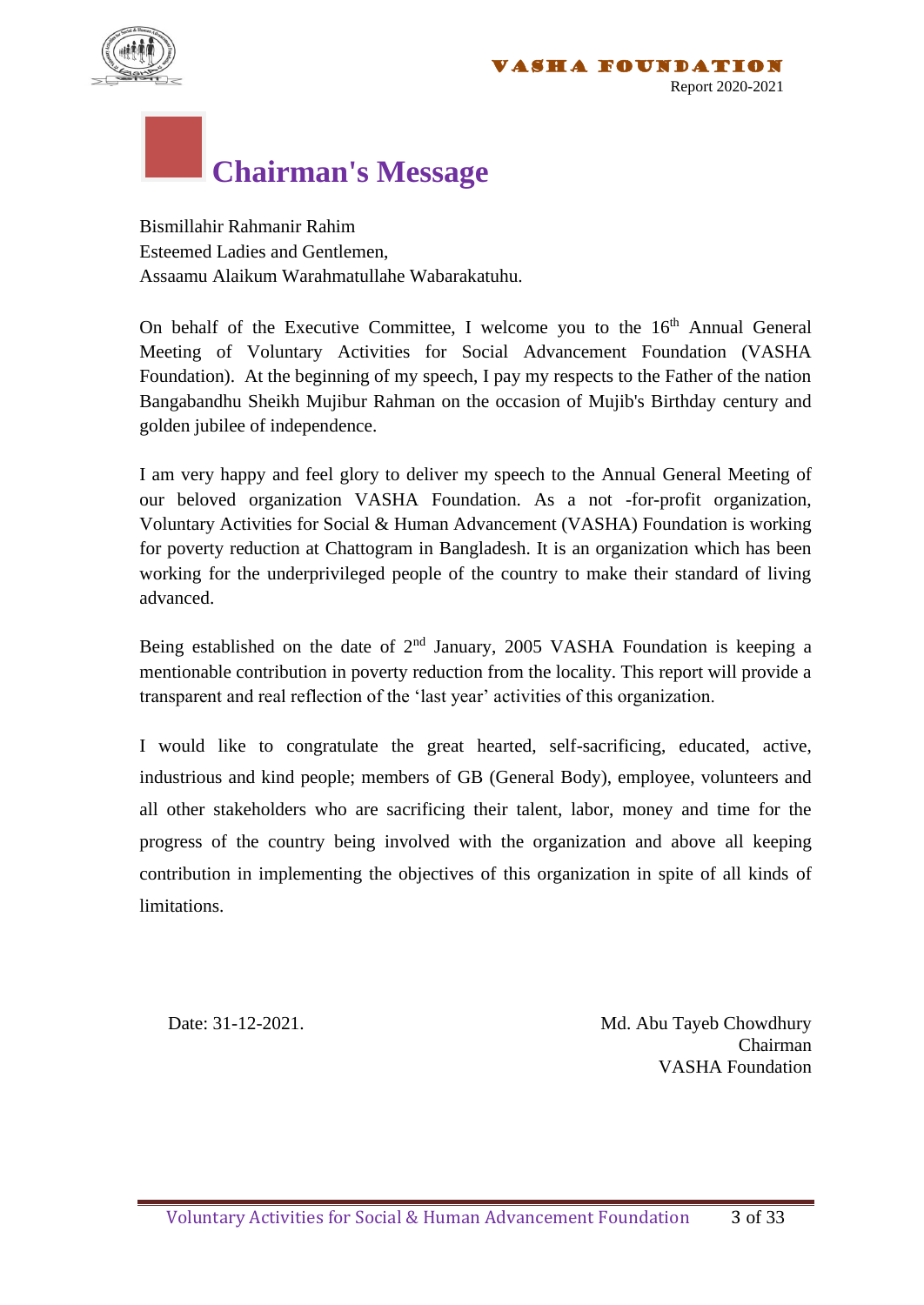# Chairman's Message

Bismillahir Rahmanir Rahim
Esteemed Ladies and Gentlemen,
Assaamu Alaikum Warahmatullahe Wabarakatuhu.

On behalf of the Executive Committee, I welcome you to the 16th Annual General Meeting of Voluntary Activities for Social Advancement Foundation (VASHA Foundation). At the beginning of my speech, I pay my respects to the Father of the nation Bangabandhu Sheikh Mujibur Rahman on the occasion of Mujib's Birthday century and golden jubilee of independence.

I am very happy and feel glory to deliver my speech to the Annual General Meeting of our beloved organization VASHA Foundation. As a not -for-profit organization, Voluntary Activities for Social & Human Advancement (VASHA) Foundation is working for poverty reduction at Chattogram in Bangladesh. It is an organization which has been working for the underprivileged people of the country to make their standard of living advanced.

Being established on the date of 2nd January, 2005 VASHA Foundation is keeping a mentionable contribution in poverty reduction from the locality. This report will provide a transparent and real reflection of the 'last year' activities of this organization.

I would like to congratulate the great hearted, self-sacrificing, educated, active, industrious and kind people; members of GB (General Body), employee, volunteers and all other stakeholders who are sacrificing their talent, labor, money and time for the progress of the country being involved with the organization and above all keeping contribution in implementing the objectives of this organization in spite of all kinds of limitations.

Date: 31-12-2021.

Md. Abu Tayeb Chowdhury
Chairman
VASHA Foundation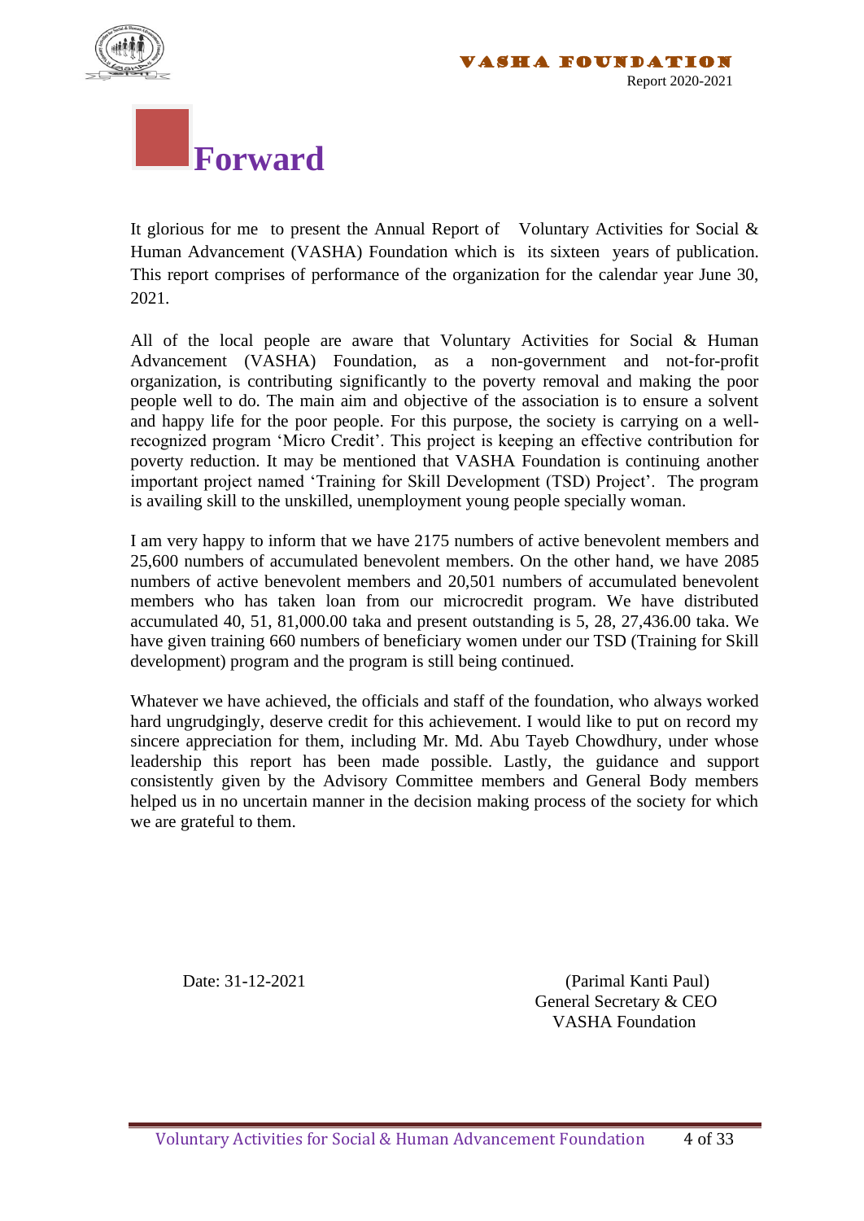# Forward

It glorious for me to present the Annual Report of Voluntary Activities for Social & Human Advancement (VASHA) Foundation which is its sixteen years of publication. This report comprises of performance of the organization for the calendar year June 30, 2021.

All of the local people are aware that Voluntary Activities for Social & Human Advancement (VASHA) Foundation, as a non-government and not-for-profit organization, is contributing significantly to the poverty removal and making the poor people well to do. The main aim and objective of the association is to ensure a solvent and happy life for the poor people. For this purpose, the society is carrying on a well-recognized program 'Micro Credit'. This project is keeping an effective contribution for poverty reduction. It may be mentioned that VASHA Foundation is continuing another important project named 'Training for Skill Development (TSD) Project'. The program is availing skill to the unskilled, unemployment young people specially woman.

I am very happy to inform that we have 2175 numbers of active benevolent members and 25,600 numbers of accumulated benevolent members. On the other hand, we have 2085 numbers of active benevolent members and 20,501 numbers of accumulated benevolent members who has taken loan from our microcredit program. We have distributed accumulated 40, 51, 81,000.00 taka and present outstanding is 5, 28, 27,436.00 taka. We have given training 660 numbers of beneficiary women under our TSD (Training for Skill development) program and the program is still being continued.

Whatever we have achieved, the officials and staff of the foundation, who always worked hard ungrudgingly, deserve credit for this achievement. I would like to put on record my sincere appreciation for them, including Mr. Md. Abu Tayeb Chowdhury, under whose leadership this report has been made possible. Lastly, the guidance and support consistently given by the Advisory Committee members and General Body members helped us in no uncertain manner in the decision making process of the society for which we are grateful to them.

Date: 31-12-2021

(Parimal Kanti Paul)
General Secretary & CEO
VASHA Foundation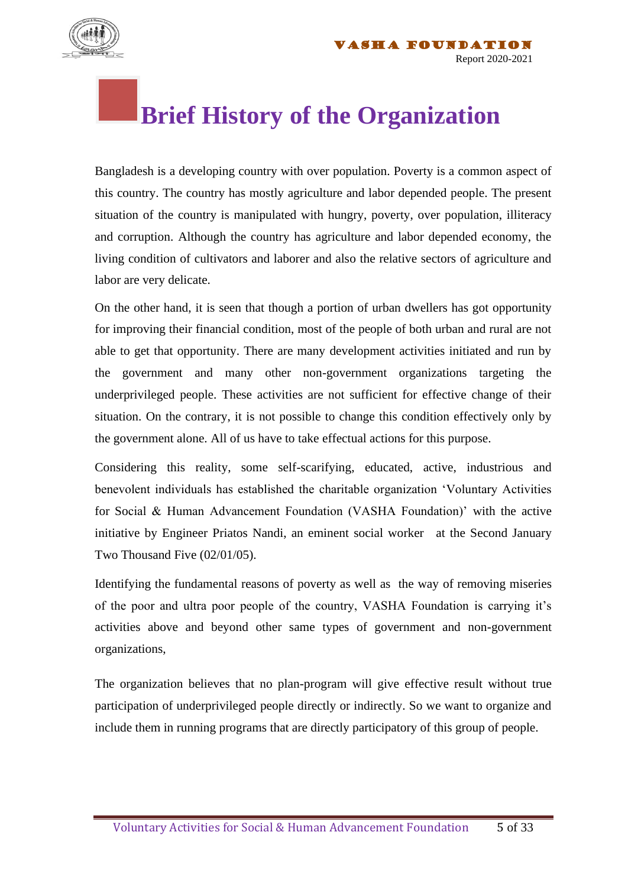# Brief History of the Organization

Bangladesh is a developing country with over population. Poverty is a common aspect of this country. The country has mostly agriculture and labor depended people. The present situation of the country is manipulated with hungry, poverty, over population, illiteracy and corruption. Although the country has agriculture and labor depended economy, the living condition of cultivators and laborer and also the relative sectors of agriculture and labor are very delicate.

On the other hand, it is seen that though a portion of urban dwellers has got opportunity for improving their financial condition, most of the people of both urban and rural are not able to get that opportunity. There are many development activities initiated and run by the government and many other non-government organizations targeting the underprivileged people. These activities are not sufficient for effective change of their situation. On the contrary, it is not possible to change this condition effectively only by the government alone. All of us have to take effectual actions for this purpose.

Considering this reality, some self-scarifying, educated, active, industrious and benevolent individuals has established the charitable organization 'Voluntary Activities for Social & Human Advancement Foundation (VASHA Foundation)' with the active initiative by Engineer Priatos Nandi, an eminent social worker at the Second January Two Thousand Five (02/01/05).

Identifying the fundamental reasons of poverty as well as the way of removing miseries of the poor and ultra poor people of the country, VASHA Foundation is carrying it's activities above and beyond other same types of government and non-government organizations,

The organization believes that no plan-program will give effective result without true participation of underprivileged people directly or indirectly. So we want to organize and include them in running programs that are directly participatory of this group of people.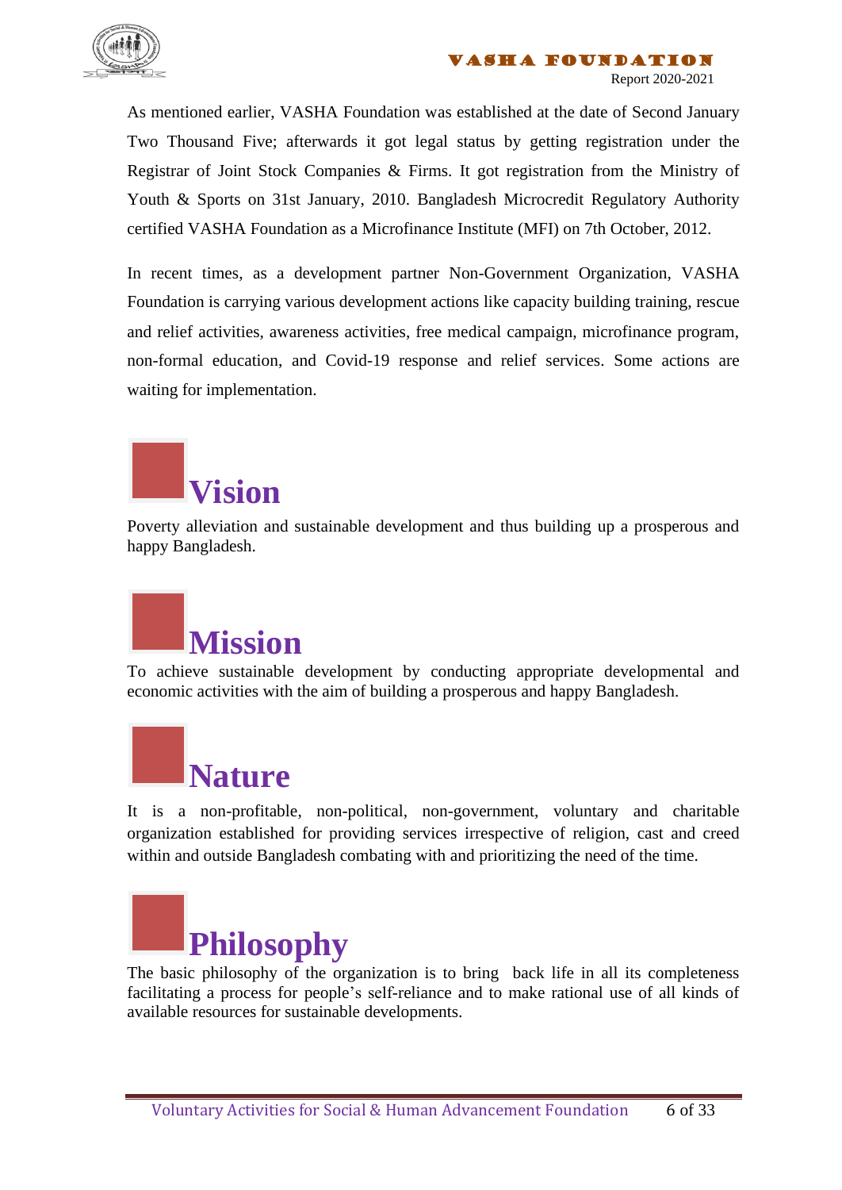As mentioned earlier, VASHA Foundation was established at the date of Second January Two Thousand Five; afterwards it got legal status by getting registration under the Registrar of Joint Stock Companies & Firms. It got registration from the Ministry of Youth & Sports on 31st January, 2010. Bangladesh Microcredit Regulatory Authority certified VASHA Foundation as a Microfinance Institute (MFI) on 7th October, 2012.

In recent times, as a development partner Non-Government Organization, VASHA Foundation is carrying various development actions like capacity building training, rescue and relief activities, awareness activities, free medical campaign, microfinance program, non-formal education, and Covid-19 response and relief services. Some actions are waiting for implementation.

## Vision

Poverty alleviation and sustainable development and thus building up a prosperous and happy Bangladesh.

## Mission

To achieve sustainable development by conducting appropriate developmental and economic activities with the aim of building a prosperous and happy Bangladesh.

## Nature

It is a non-profitable, non-political, non-government, voluntary and charitable organization established for providing services irrespective of religion, cast and creed within and outside Bangladesh combating with and prioritizing the need of the time.

## Philosophy

The basic philosophy of the organization is to bring back life in all its completeness facilitating a process for people's self-reliance and to make rational use of all kinds of available resources for sustainable developments.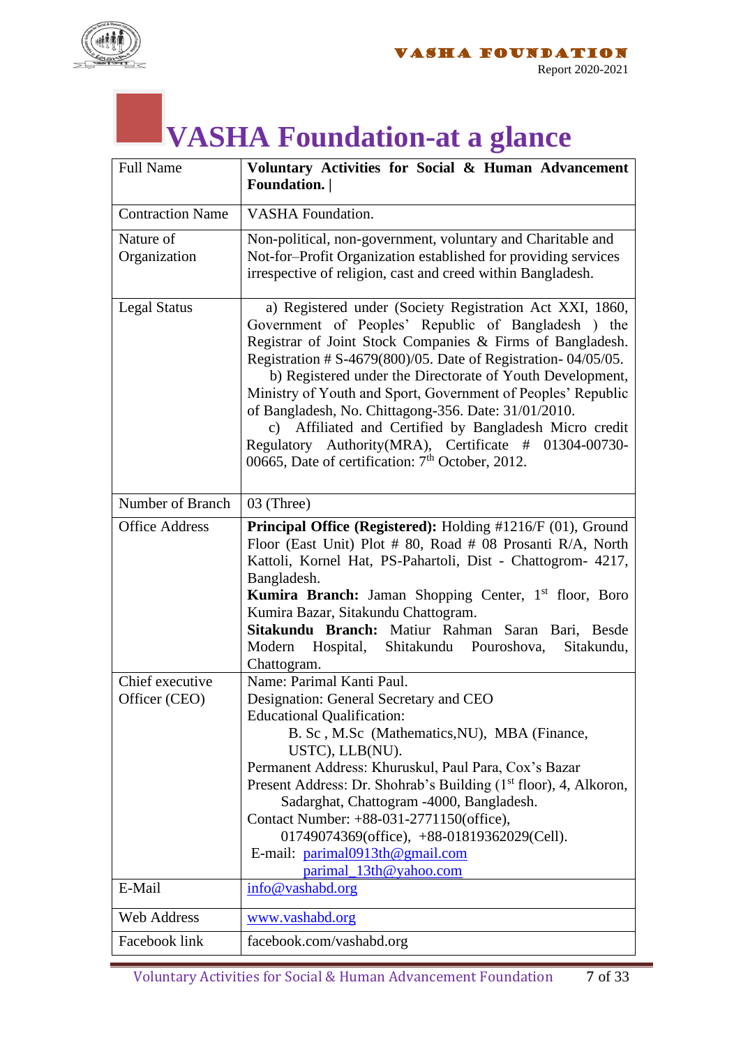# VASHA Foundation-at a glance

| Full Name | **Voluntary Activities for Social & Human Advancement Foundation. \|** |
|---|---|
| Contraction Name | VASHA Foundation. |
| Nature of Organization | Non-political, non-government, voluntary and Charitable and Not-for–Profit Organization established for providing services irrespective of religion, cast and creed within Bangladesh. |
| Legal Status | a) Registered under (Society Registration Act XXI, 1860, Government of Peoples' Republic of Bangladesh ) the Registrar of Joint Stock Companies & Firms of Bangladesh. Registration # S-4679(800)/05. Date of Registration- 04/05/05.<br>b) Registered under the Directorate of Youth Development, Ministry of Youth and Sport, Government of Peoples' Republic of Bangladesh, No. Chittagong-356. Date: 31/01/2010.<br>c) Affiliated and Certified by Bangladesh Micro credit Regulatory Authority(MRA), Certificate # 01304-00730-00665, Date of certification: 7th October, 2012. |
| Number of Branch | 03 (Three) |
| Office Address | **Principal Office (Registered):** Holding #1216/F (01), Ground Floor (East Unit) Plot # 80, Road # 08 Prosanti R/A, North Kattoli, Kornel Hat, PS-Pahartoli, Dist - Chattogrom- 4217, Bangladesh.<br>**Kumira Branch:** Jaman Shopping Center, 1st floor, Boro Kumira Bazar, Sitakundu Chattogram.<br>**Sitakundu Branch:** Matiur Rahman Saran Bari, Besde Modern Hospital, Shitakundu Pouroshova, Sitakundu, Chattogram. |
| Chief executive Officer (CEO) | Name: Parimal Kanti Paul.<br>Designation: General Secretary and CEO<br>Educational Qualification:<br>B. Sc , M.Sc (Mathematics,NU), MBA (Finance, USTC), LLB(NU).<br>Permanent Address: Khuruskul, Paul Para, Cox's Bazar<br>Present Address: Dr. Shohrab's Building (1st floor), 4, Alkoron, Sadarghat, Chattogram -4000, Bangladesh.<br>Contact Number: +88-031-2771150(office), 01749074369(office), +88-01819362029(Cell).<br>E-mail: parimal0913th@gmail.com<br>parimal_13th@yahoo.com |
| E-Mail | info@vashabd.org |
| Web Address | www.vashabd.org |
| Facebook link | facebook.com/vashabd.org |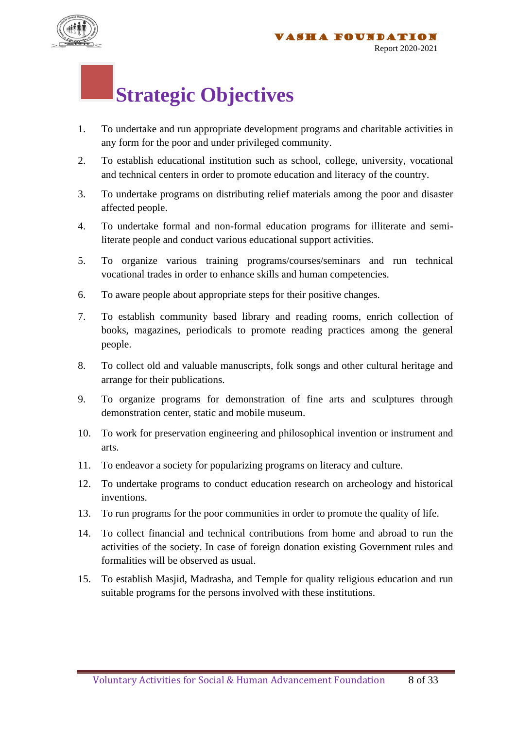# Strategic Objectives

1. To undertake and run appropriate development programs and charitable activities in any form for the poor and under privileged community.
2. To establish educational institution such as school, college, university, vocational and technical centers in order to promote education and literacy of the country.
3. To undertake programs on distributing relief materials among the poor and disaster affected people.
4. To undertake formal and non-formal education programs for illiterate and semi-literate people and conduct various educational support activities.
5. To organize various training programs/courses/seminars and run technical vocational trades in order to enhance skills and human competencies.
6. To aware people about appropriate steps for their positive changes.
7. To establish community based library and reading rooms, enrich collection of books, magazines, periodicals to promote reading practices among the general people.
8. To collect old and valuable manuscripts, folk songs and other cultural heritage and arrange for their publications.
9. To organize programs for demonstration of fine arts and sculptures through demonstration center, static and mobile museum.
10. To work for preservation engineering and philosophical invention or instrument and arts.
11. To endeavor a society for popularizing programs on literacy and culture.
12. To undertake programs to conduct education research on archeology and historical inventions.
13. To run programs for the poor communities in order to promote the quality of life.
14. To collect financial and technical contributions from home and abroad to run the activities of the society. In case of foreign donation existing Government rules and formalities will be observed as usual.
15. To establish Masjid, Madrasha, and Temple for quality religious education and run suitable programs for the persons involved with these institutions.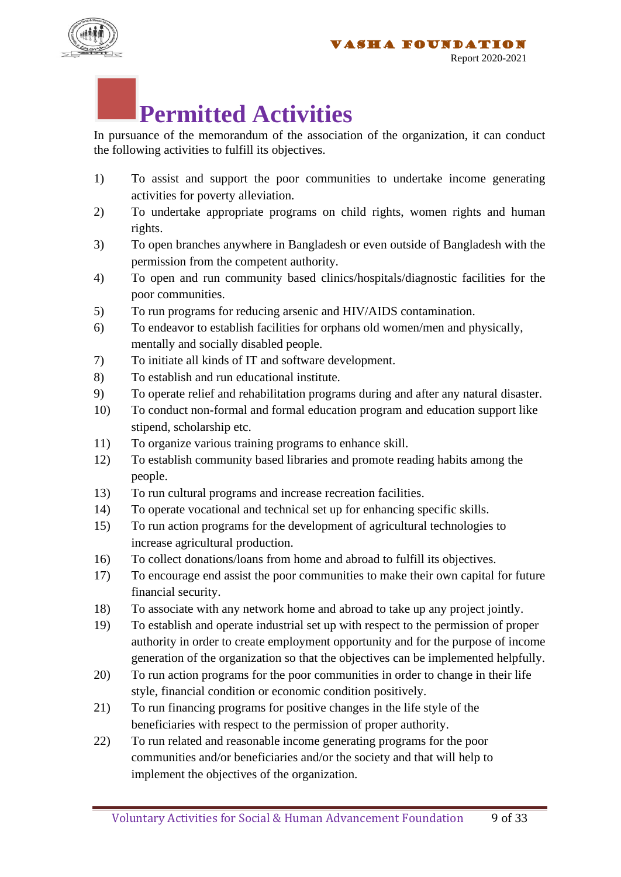# Permitted Activities

In pursuance of the memorandum of the association of the organization, it can conduct the following activities to fulfill its objectives.

1) To assist and support the poor communities to undertake income generating activities for poverty alleviation.
2) To undertake appropriate programs on child rights, women rights and human rights.
3) To open branches anywhere in Bangladesh or even outside of Bangladesh with the permission from the competent authority.
4) To open and run community based clinics/hospitals/diagnostic facilities for the poor communities.
5) To run programs for reducing arsenic and HIV/AIDS contamination.
6) To endeavor to establish facilities for orphans old women/men and physically, mentally and socially disabled people.
7) To initiate all kinds of IT and software development.
8) To establish and run educational institute.
9) To operate relief and rehabilitation programs during and after any natural disaster.
10) To conduct non-formal and formal education program and education support like stipend, scholarship etc.
11) To organize various training programs to enhance skill.
12) To establish community based libraries and promote reading habits among the people.
13) To run cultural programs and increase recreation facilities.
14) To operate vocational and technical set up for enhancing specific skills.
15) To run action programs for the development of agricultural technologies to increase agricultural production.
16) To collect donations/loans from home and abroad to fulfill its objectives.
17) To encourage end assist the poor communities to make their own capital for future financial security.
18) To associate with any network home and abroad to take up any project jointly.
19) To establish and operate industrial set up with respect to the permission of proper authority in order to create employment opportunity and for the purpose of income generation of the organization so that the objectives can be implemented helpfully.
20) To run action programs for the poor communities in order to change in their life style, financial condition or economic condition positively.
21) To run financing programs for positive changes in the life style of the beneficiaries with respect to the permission of proper authority.
22) To run related and reasonable income generating programs for the poor communities and/or beneficiaries and/or the society and that will help to implement the objectives of the organization.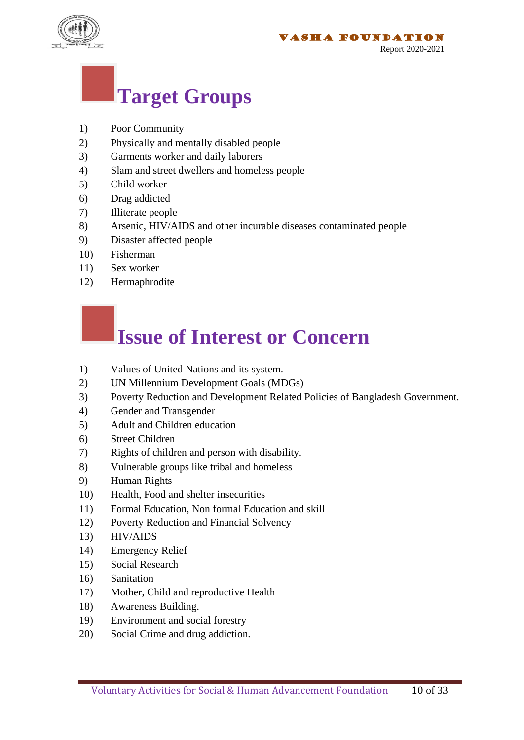# Target Groups

1) Poor Community
2) Physically and mentally disabled people
3) Garments worker and daily laborers
4) Slam and street dwellers and homeless people
5) Child worker
6) Drag addicted
7) Illiterate people
8) Arsenic, HIV/AIDS and other incurable diseases contaminated people
9) Disaster affected people
10) Fisherman
11) Sex worker
12) Hermaphrodite

# Issue of Interest or Concern

1) Values of United Nations and its system.
2) UN Millennium Development Goals (MDGs)
3) Poverty Reduction and Development Related Policies of Bangladesh Government.
4) Gender and Transgender
5) Adult and Children education
6) Street Children
7) Rights of children and person with disability.
8) Vulnerable groups like tribal and homeless
9) Human Rights
10) Health, Food and shelter insecurities
11) Formal Education, Non formal Education and skill
12) Poverty Reduction and Financial Solvency
13) HIV/AIDS
14) Emergency Relief
15) Social Research
16) Sanitation
17) Mother, Child and reproductive Health
18) Awareness Building.
19) Environment and social forestry
20) Social Crime and drug addiction.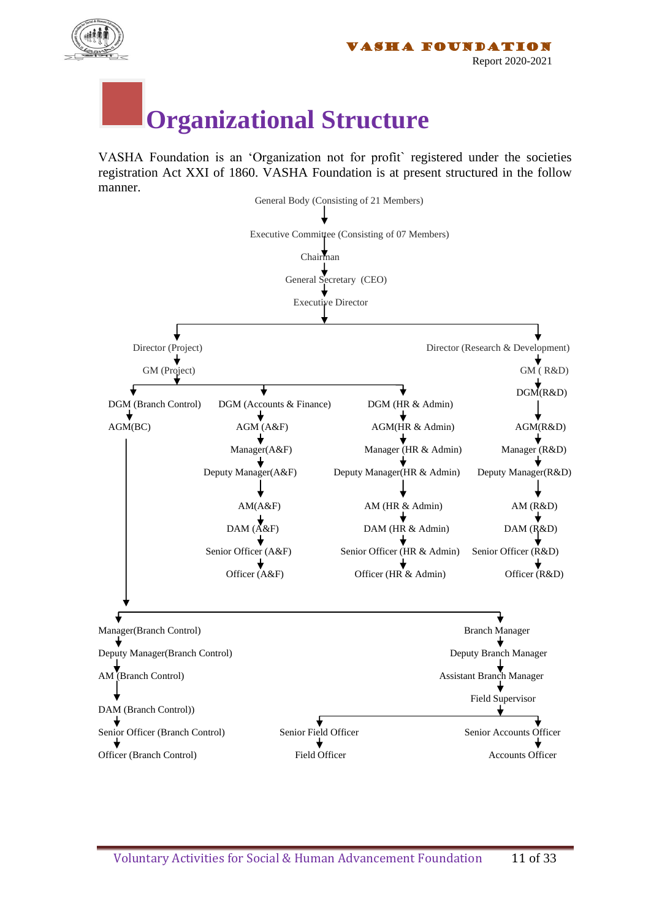# Organizational Structure

VASHA Foundation is an 'Organization not for profit` registered under the societies registration Act XXI of 1860. VASHA Foundation is at present structured in the follow manner.

General Body (Consisting of 21 Members)
↓
Executive Committee (Consisting of 07 Members)
↓
Chairman
↓
General Secretary (CEO)
↓
Executive Director

- Director (Project)
  - GM (Project)
    - DGM (Branch Control)
      - AGM(BC)
        - Manager(Branch Control)
          - Deputy Manager(Branch Control)
            - AM (Branch Control)
              - DAM (Branch Control))
                - Senior Officer (Branch Control)
                  - Officer (Branch Control)
        - Branch Manager
          - Deputy Branch Manager
            - Assistant Branch Manager
              - Field Supervisor
                - Senior Field Officer
                  - Field Officer
                - Senior Accounts Officer
                  - Accounts Officer
    - DGM (Accounts & Finance)
      - AGM (A&F)
        - Manager(A&F)
          - Deputy Manager(A&F)
            - AM(A&F)
              - DAM (A&F)
                - Senior Officer (A&F)
                  - Officer (A&F)
    - DGM (HR & Admin)
      - AGM(HR & Admin)
        - Manager (HR & Admin)
          - Deputy Manager(HR & Admin)
            - AM (HR & Admin)
              - DAM (HR & Admin)
                - Senior Officer (HR & Admin)
                  - Officer (HR & Admin)
- Director (Research & Development)
  - GM ( R&D)
    - DGM(R&D)
      - AGM(R&D)
        - Manager (R&D)
          - Deputy Manager(R&D)
            - AM (R&D)
              - DAM (R&D)
                - Senior Officer (R&D)
                  - Officer (R&D)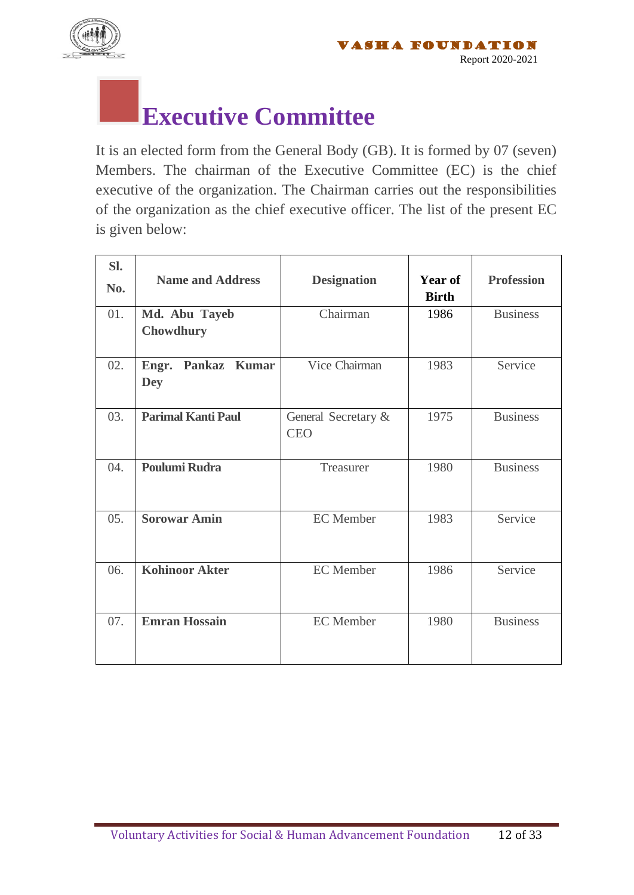# Executive Committee

It is an elected form from the General Body (GB). It is formed by 07 (seven) Members. The chairman of the Executive Committee (EC) is the chief executive of the organization. The Chairman carries out the responsibilities of the organization as the chief executive officer. The list of the present EC is given below:

| Sl. No. | Name and Address | Designation | Year of Birth | Profession |
|---|---|---|---|---|
| 01. | **Md. Abu Tayeb Chowdhury** | Chairman | 1986 | Business |
| 02. | **Engr. Pankaz Kumar Dey** | Vice Chairman | 1983 | Service |
| 03. | **Parimal Kanti Paul** | General Secretary & CEO | 1975 | Business |
| 04. | **Poulumi Rudra** | Treasurer | 1980 | Business |
| 05. | **Sorowar Amin** | EC Member | 1983 | Service |
| 06. | **Kohinoor Akter** | EC Member | 1986 | Service |
| 07. | **Emran Hossain** | EC Member | 1980 | Business |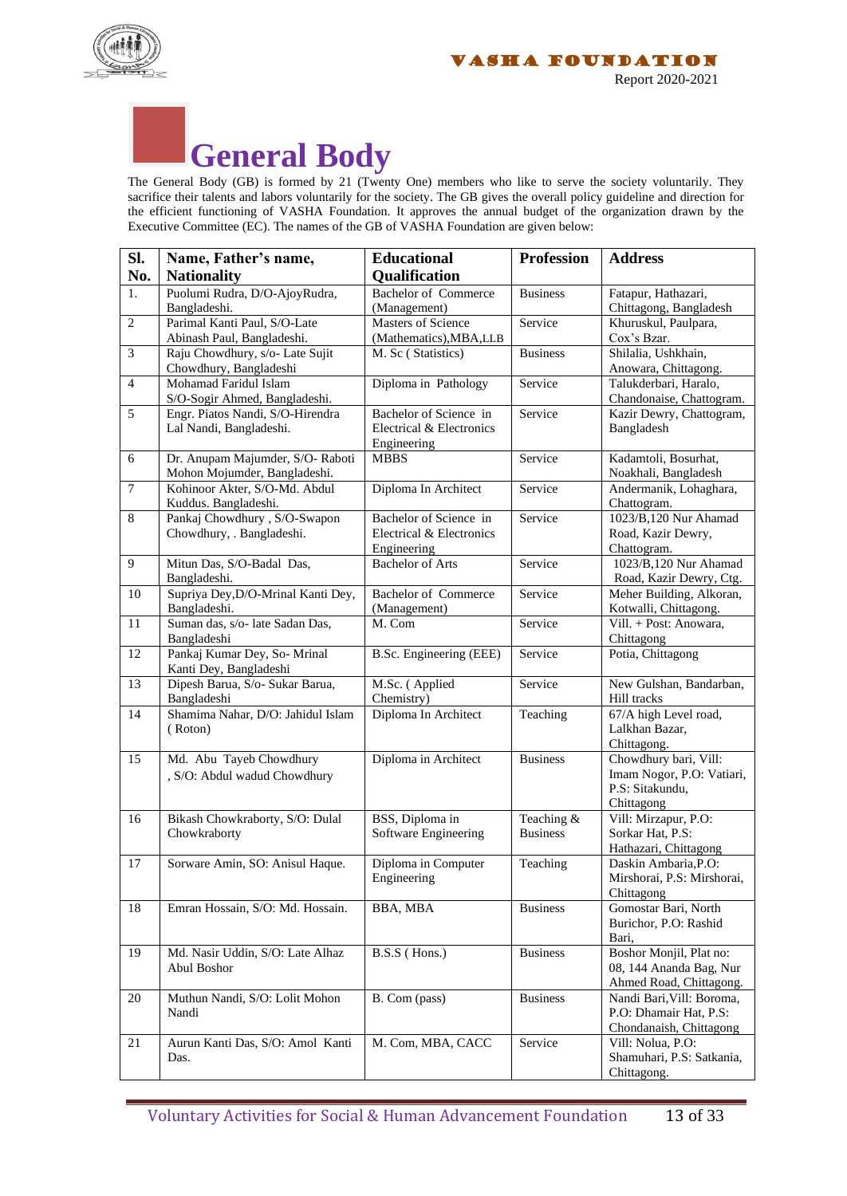# General Body

The General Body (GB) is formed by 21 (Twenty One) members who like to serve the society voluntarily. They sacrifice their talents and labors voluntarily for the society. The GB gives the overall policy guideline and direction for the efficient functioning of VASHA Foundation. It approves the annual budget of the organization drawn by the Executive Committee (EC). The names of the GB of VASHA Foundation are given below:

| Sl. No. | Name, Father's name, Nationality | Educational Qualification | Profession | Address |
|---|---|---|---|---|
| 1. | Puolumi Rudra, D/O-AjoyRudra, Bangladeshi. | Bachelor of Commerce (Management) | Business | Fatapur, Hathazari, Chittagong, Bangladesh |
| 2 | Parimal Kanti Paul, S/O-Late Abinash Paul, Bangladeshi. | Masters of Science (Mathematics),MBA,LLB | Service | Khuruskul, Paulpara, Cox's Bzar. |
| 3 | Raju Chowdhury, s/o- Late Sujit Chowdhury, Bangladeshi | M. Sc ( Statistics) | Business | Shilalia, Ushkhain, Anowara, Chittagong. |
| 4 | Mohamad Faridul Islam S/O-Sogir Ahmed, Bangladeshi. | Diploma in Pathology | Service | Talukderbari, Haralo, Chandonaise, Chattogram. |
| 5 | Engr. Piatos Nandi, S/O-Hirendra Lal Nandi, Bangladeshi. | Bachelor of Science in Electrical & Electronics Engineering | Service | Kazir Dewry, Chattogram, Bangladesh |
| 6 | Dr. Anupam Majumder, S/O- Raboti Mohon Mojumder, Bangladeshi. | MBBS | Service | Kadamtoli, Bosurhat, Noakhali, Bangladesh |
| 7 | Kohinoor Akter, S/O-Md. Abdul Kuddus. Bangladeshi. | Diploma In Architect | Service | Andermanik, Lohaghara, Chattogram. |
| 8 | Pankaj Chowdhury , S/O-Swapon Chowdhury, . Bangladeshi. | Bachelor of Science in Electrical & Electronics Engineering | Service | 1023/B,120 Nur Ahamad Road, Kazir Dewry, Chattogram. |
| 9 | Mitun Das, S/O-Badal Das, Bangladeshi. | Bachelor of Arts | Service | 1023/B,120 Nur Ahamad Road, Kazir Dewry, Ctg. |
| 10 | Supriya Dey,D/O-Mrinal Kanti Dey, Bangladeshi. | Bachelor of Commerce (Management) | Service | Meher Building, Alkoran, Kotwalli, Chittagong. |
| 11 | Suman das, s/o- late Sadan Das, Bangladeshi | M. Com | Service | Vill. + Post: Anowara, Chittagong |
| 12 | Pankaj Kumar Dey, So- Mrinal Kanti Dey, Bangladeshi | B.Sc. Engineering (EEE) | Service | Potia, Chittagong |
| 13 | Dipesh Barua, S/o- Sukar Barua, Bangladeshi | M.Sc. ( Applied Chemistry) | Service | New Gulshan, Bandarban, Hill tracks |
| 14 | Shamima Nahar, D/O: Jahidul Islam ( Roton) | Diploma In Architect | Teaching | 67/A high Level road, Lalkhan Bazar, Chittagong. |
| 15 | Md. Abu Tayeb Chowdhury , S/O: Abdul wadud Chowdhury | Diploma in Architect | Business | Chowdhury bari, Vill: Imam Nogor, P.O: Vatiari, P.S: Sitakundu, Chittagong |
| 16 | Bikash Chowkraborty, S/O: Dulal Chowkraborty | BSS, Diploma in Software Engineering | Teaching & Business | Vill: Mirzapur, P.O: Sorkar Hat, P.S: Hathazari, Chittagong |
| 17 | Sorware Amin, SO: Anisul Haque. | Diploma in Computer Engineering | Teaching | Daskin Ambaria,P.O: Mirshorai, P.S: Mirshorai, Chittagong |
| 18 | Emran Hossain, S/O: Md. Hossain. | BBA, MBA | Business | Gomostar Bari, North Burichor, P.O: Rashid Bari, |
| 19 | Md. Nasir Uddin, S/O: Late Alhaz Abul Boshor | B.S.S ( Hons.) | Business | Boshor Monjil, Plat no: 08, 144 Ananda Bag, Nur Ahmed Road, Chittagong. |
| 20 | Muthun Nandi, S/O: Lolit Mohon Nandi | B. Com (pass) | Business | Nandi Bari,Vill: Boroma, P.O: Dhamair Hat, P.S: Chondanaish, Chittagong |
| 21 | Aurun Kanti Das, S/O: Amol Kanti Das. | M. Com, MBA, CACC | Service | Vill: Nolua, P.O: Shamuhari, P.S: Satkania, Chittagong. |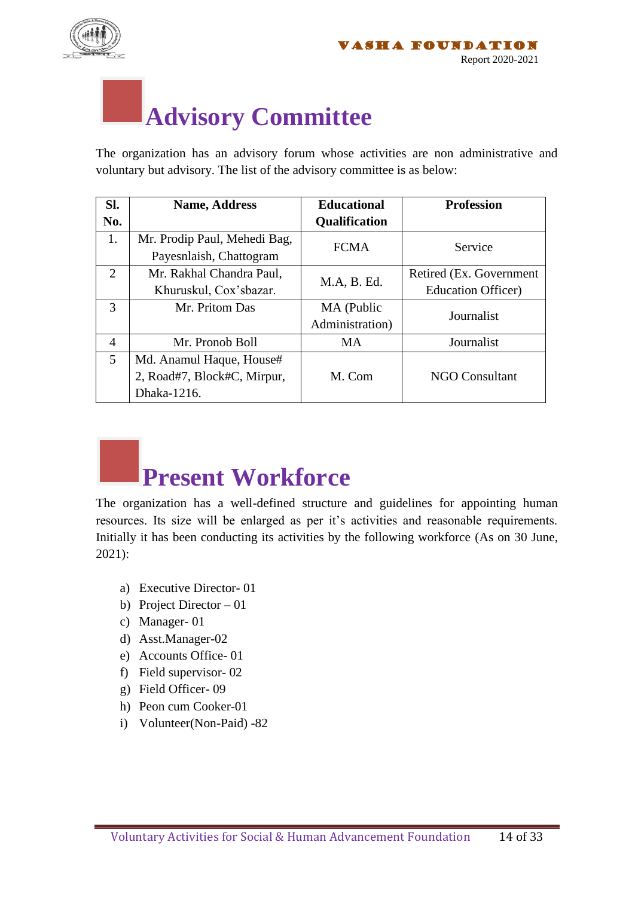# Advisory Committee

The organization has an advisory forum whose activities are non administrative and voluntary but advisory. The list of the advisory committee is as below:

| Sl. No. | Name, Address | Educational Qualification | Profession |
|---|---|---|---|
| 1. | Mr. Prodip Paul, Mehedi Bag, Payesnlaish, Chattogram | FCMA | Service |
| 2 | Mr. Rakhal Chandra Paul, Khuruskul, Cox'sbazar. | M.A, B. Ed. | Retired (Ex. Government Education Officer) |
| 3 | Mr. Pritom Das | MA (Public Administration) | Journalist |
| 4 | Mr. Pronob Boll | MA | Journalist |
| 5 | Md. Anamul Haque, House# 2, Road#7, Block#C, Mirpur, Dhaka-1216. | M. Com | NGO Consultant |

# Present Workforce

The organization has a well-defined structure and guidelines for appointing human resources. Its size will be enlarged as per it's activities and reasonable requirements. Initially it has been conducting its activities by the following workforce (As on 30 June, 2021):

a) Executive Director- 01
b) Project Director – 01
c) Manager- 01
d) Asst.Manager-02
e) Accounts Office- 01
f) Field supervisor- 02
g) Field Officer- 09
h) Peon cum Cooker-01
i) Volunteer(Non-Paid) -82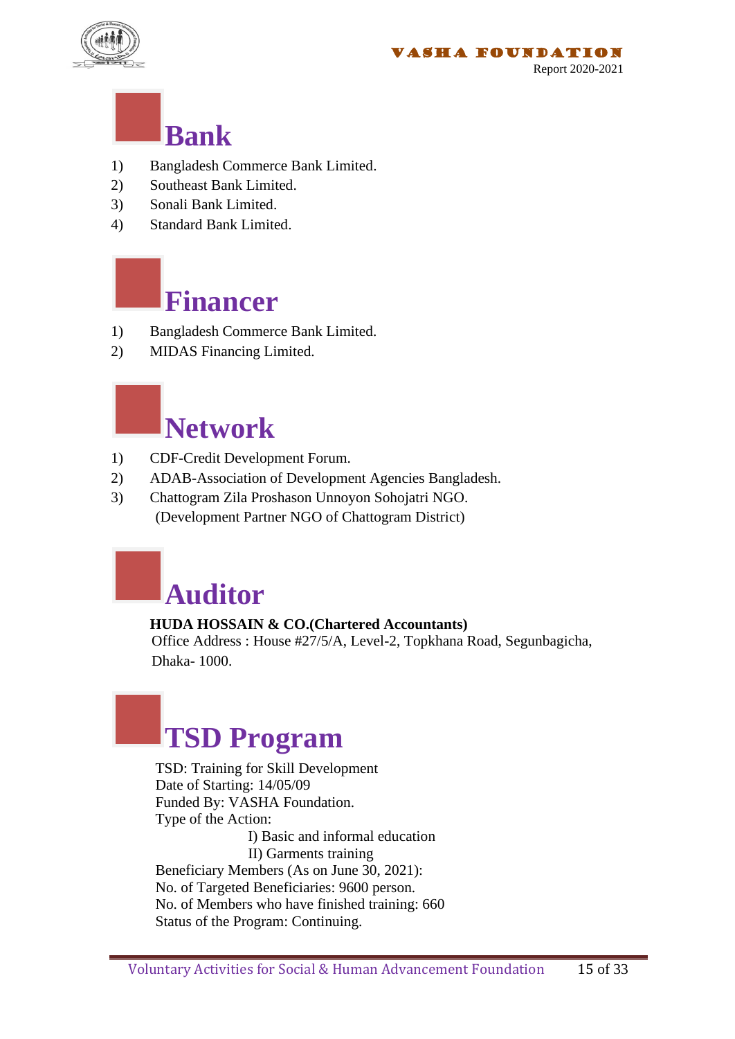# Bank

1) Bangladesh Commerce Bank Limited.
2) Southeast Bank Limited.
3) Sonali Bank Limited.
4) Standard Bank Limited.

# Financer

1) Bangladesh Commerce Bank Limited.
2) MIDAS Financing Limited.

# Network

1) CDF-Credit Development Forum.
2) ADAB-Association of Development Agencies Bangladesh.
3) Chattogram Zila Proshason Unnoyon Sohojatri NGO.
   (Development Partner NGO of Chattogram District)

# Auditor

**HUDA HOSSAIN & CO.(Chartered Accountants)**
Office Address : House #27/5/A, Level-2, Topkhana Road, Segunbagicha, Dhaka- 1000.

# TSD Program

TSD: Training for Skill Development
Date of Starting: 14/05/09
Funded By: VASHA Foundation.
Type of the Action:
I) Basic and informal education
II) Garments training
Beneficiary Members (As on June 30, 2021):
No. of Targeted Beneficiaries: 9600 person.
No. of Members who have finished training: 660
Status of the Program: Continuing.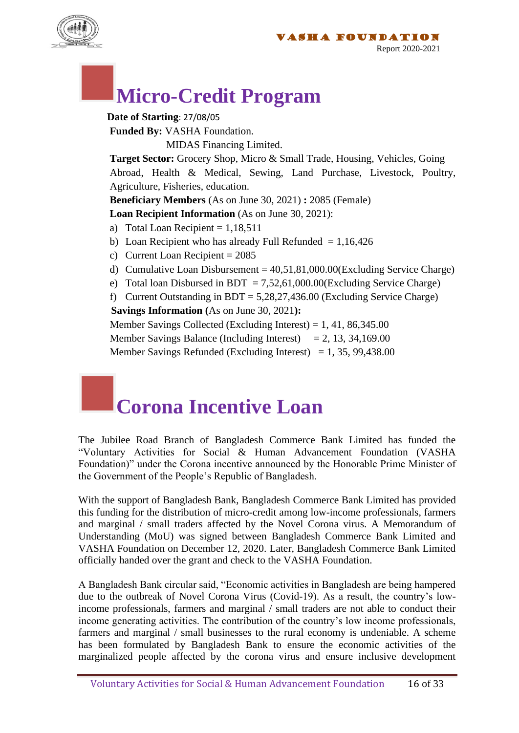# Micro-Credit Program

**Date of Starting**: 27/08/05

**Funded By:** VASHA Foundation.
MIDAS Financing Limited.

**Target Sector:** Grocery Shop, Micro & Small Trade, Housing, Vehicles, Going Abroad, Health & Medical, Sewing, Land Purchase, Livestock, Poultry, Agriculture, Fisheries, education.

**Beneficiary Members** (As on June 30, 2021) **:** 2085 (Female)

**Loan Recipient Information** (As on June 30, 2021):

a) Total Loan Recipient = 1,18,511
b) Loan Recipient who has already Full Refunded = 1,16,426
c) Current Loan Recipient = 2085
d) Cumulative Loan Disbursement = 40,51,81,000.00(Excluding Service Charge)
e) Total loan Disbursed in BDT = 7,52,61,000.00(Excluding Service Charge)
f) Current Outstanding in BDT = 5,28,27,436.00 (Excluding Service Charge)

**Savings Information (**As on June 30, 2021**):**

Member Savings Collected (Excluding Interest) = 1, 41, 86,345.00
Member Savings Balance (Including Interest) = 2, 13, 34,169.00
Member Savings Refunded (Excluding Interest) = 1, 35, 99,438.00

# Corona Incentive Loan

The Jubilee Road Branch of Bangladesh Commerce Bank Limited has funded the "Voluntary Activities for Social & Human Advancement Foundation (VASHA Foundation)" under the Corona incentive announced by the Honorable Prime Minister of the Government of the People's Republic of Bangladesh.

With the support of Bangladesh Bank, Bangladesh Commerce Bank Limited has provided this funding for the distribution of micro-credit among low-income professionals, farmers and marginal / small traders affected by the Novel Corona virus. A Memorandum of Understanding (MoU) was signed between Bangladesh Commerce Bank Limited and VASHA Foundation on December 12, 2020. Later, Bangladesh Commerce Bank Limited officially handed over the grant and check to the VASHA Foundation.

A Bangladesh Bank circular said, "Economic activities in Bangladesh are being hampered due to the outbreak of Novel Corona Virus (Covid-19). As a result, the country's low-income professionals, farmers and marginal / small traders are not able to conduct their income generating activities. The contribution of the country's low income professionals, farmers and marginal / small businesses to the rural economy is undeniable. A scheme has been formulated by Bangladesh Bank to ensure the economic activities of the marginalized people affected by the corona virus and ensure inclusive development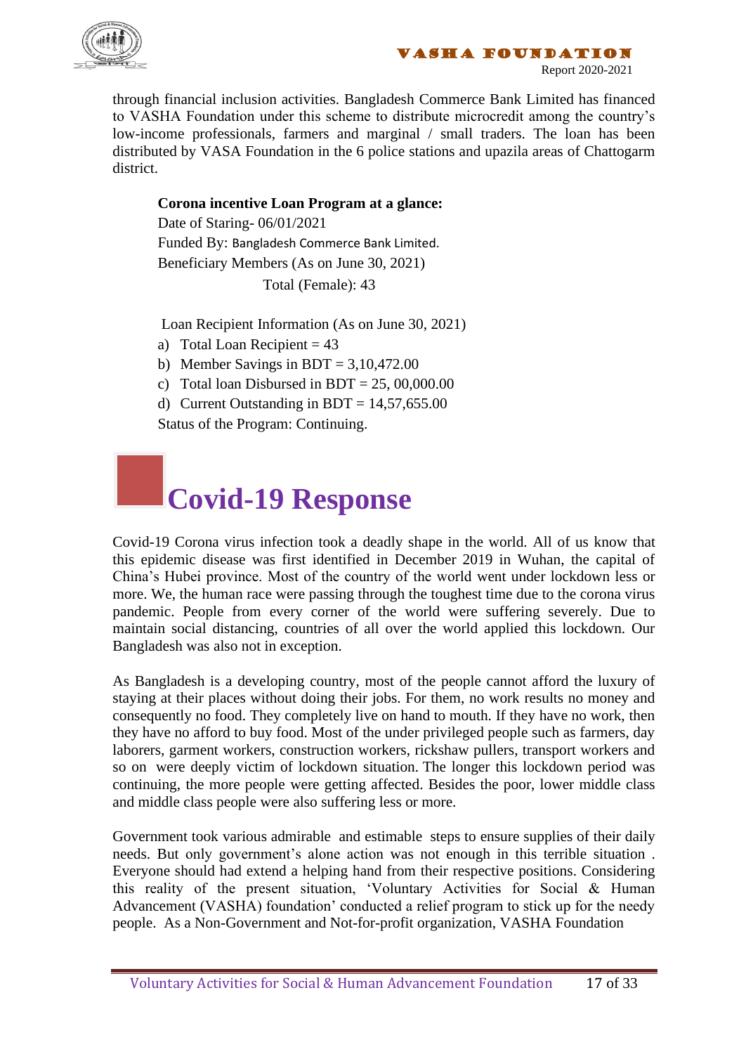through financial inclusion activities. Bangladesh Commerce Bank Limited has financed to VASHA Foundation under this scheme to distribute microcredit among the country's low-income professionals, farmers and marginal / small traders. The loan has been distributed by VASA Foundation in the 6 police stations and upazila areas of Chattogarm district.

**Corona incentive Loan Program at a glance:**

Date of Staring- 06/01/2021

Funded By: Bangladesh Commerce Bank Limited.

Beneficiary Members (As on June 30, 2021)

Total (Female): 43

Loan Recipient Information (As on June 30, 2021)

a) Total Loan Recipient = 43
b) Member Savings in BDT = 3,10,472.00
c) Total loan Disbursed in BDT = 25, 00,000.00
d) Current Outstanding in BDT = 14,57,655.00

Status of the Program: Continuing.

# Covid-19 Response

Covid-19 Corona virus infection took a deadly shape in the world. All of us know that this epidemic disease was first identified in December 2019 in Wuhan, the capital of China's Hubei province. Most of the country of the world went under lockdown less or more. We, the human race were passing through the toughest time due to the corona virus pandemic. People from every corner of the world were suffering severely. Due to maintain social distancing, countries of all over the world applied this lockdown. Our Bangladesh was also not in exception.

As Bangladesh is a developing country, most of the people cannot afford the luxury of staying at their places without doing their jobs. For them, no work results no money and consequently no food. They completely live on hand to mouth. If they have no work, then they have no afford to buy food. Most of the under privileged people such as farmers, day laborers, garment workers, construction workers, rickshaw pullers, transport workers and so on were deeply victim of lockdown situation. The longer this lockdown period was continuing, the more people were getting affected. Besides the poor, lower middle class and middle class people were also suffering less or more.

Government took various admirable and estimable steps to ensure supplies of their daily needs. But only government's alone action was not enough in this terrible situation . Everyone should had extend a helping hand from their respective positions. Considering this reality of the present situation, 'Voluntary Activities for Social & Human Advancement (VASHA) foundation' conducted a relief program to stick up for the needy people. As a Non-Government and Not-for-profit organization, VASHA Foundation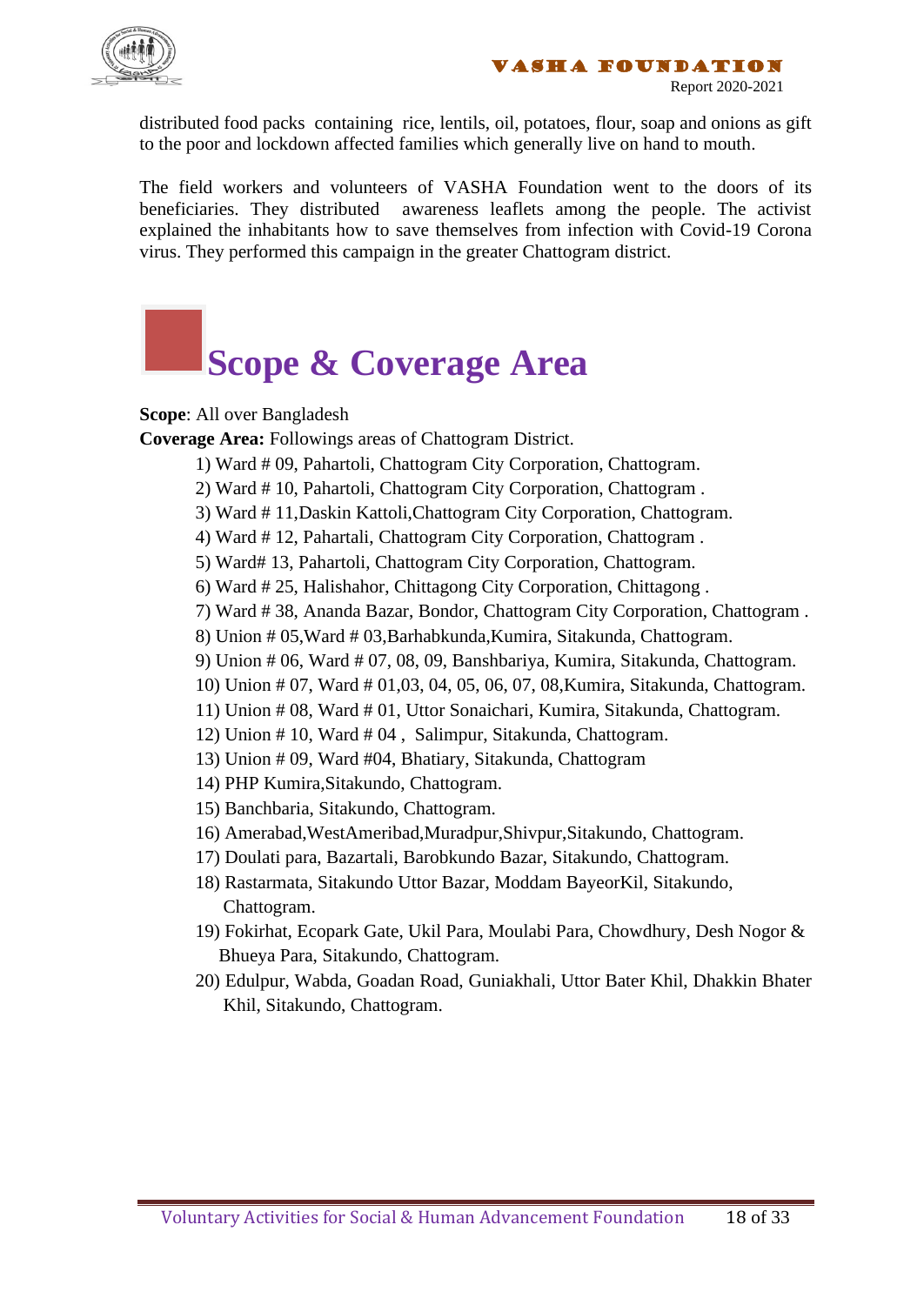distributed food packs containing rice, lentils, oil, potatoes, flour, soap and onions as gift to the poor and lockdown affected families which generally live on hand to mouth.

The field workers and volunteers of VASHA Foundation went to the doors of its beneficiaries. They distributed awareness leaflets among the people. The activist explained the inhabitants how to save themselves from infection with Covid-19 Corona virus. They performed this campaign in the greater Chattogram district.

# Scope & Coverage Area

**Scope**: All over Bangladesh

**Coverage Area:** Followings areas of Chattogram District.

1) Ward # 09, Pahartoli, Chattogram City Corporation, Chattogram.
2) Ward # 10, Pahartoli, Chattogram City Corporation, Chattogram .
3) Ward # 11,Daskin Kattoli,Chattogram City Corporation, Chattogram.
4) Ward # 12, Pahartali, Chattogram City Corporation, Chattogram .
5) Ward# 13, Pahartoli, Chattogram City Corporation, Chattogram.
6) Ward # 25, Halishahor, Chittagong City Corporation, Chittagong .
7) Ward # 38, Ananda Bazar, Bondor, Chattogram City Corporation, Chattogram .
8) Union # 05,Ward # 03,Barhabkunda,Kumira, Sitakunda, Chattogram.
9) Union # 06, Ward # 07, 08, 09, Banshbariya, Kumira, Sitakunda, Chattogram.
10) Union # 07, Ward # 01,03, 04, 05, 06, 07, 08,Kumira, Sitakunda, Chattogram.
11) Union # 08, Ward # 01, Uttor Sonaichari, Kumira, Sitakunda, Chattogram.
12) Union # 10, Ward # 04 , Salimpur, Sitakunda, Chattogram.
13) Union # 09, Ward #04, Bhatiary, Sitakunda, Chattogram
14) PHP Kumira,Sitakundo, Chattogram.
15) Banchbaria, Sitakundo, Chattogram.
16) Amerabad,WestAmeribad,Muradpur,Shivpur,Sitakundo, Chattogram.
17) Doulati para, Bazartali, Barobkundo Bazar, Sitakundo, Chattogram.
18) Rastarmata, Sitakundo Uttor Bazar, Moddam BayeorKil, Sitakundo, Chattogram.
19) Fokirhat, Ecopark Gate, Ukil Para, Moulabi Para, Chowdhury, Desh Nogor & Bhueya Para, Sitakundo, Chattogram.
20) Edulpur, Wabda, Goadan Road, Guniakhali, Uttor Bater Khil, Dhakkin Bhater Khil, Sitakundo, Chattogram.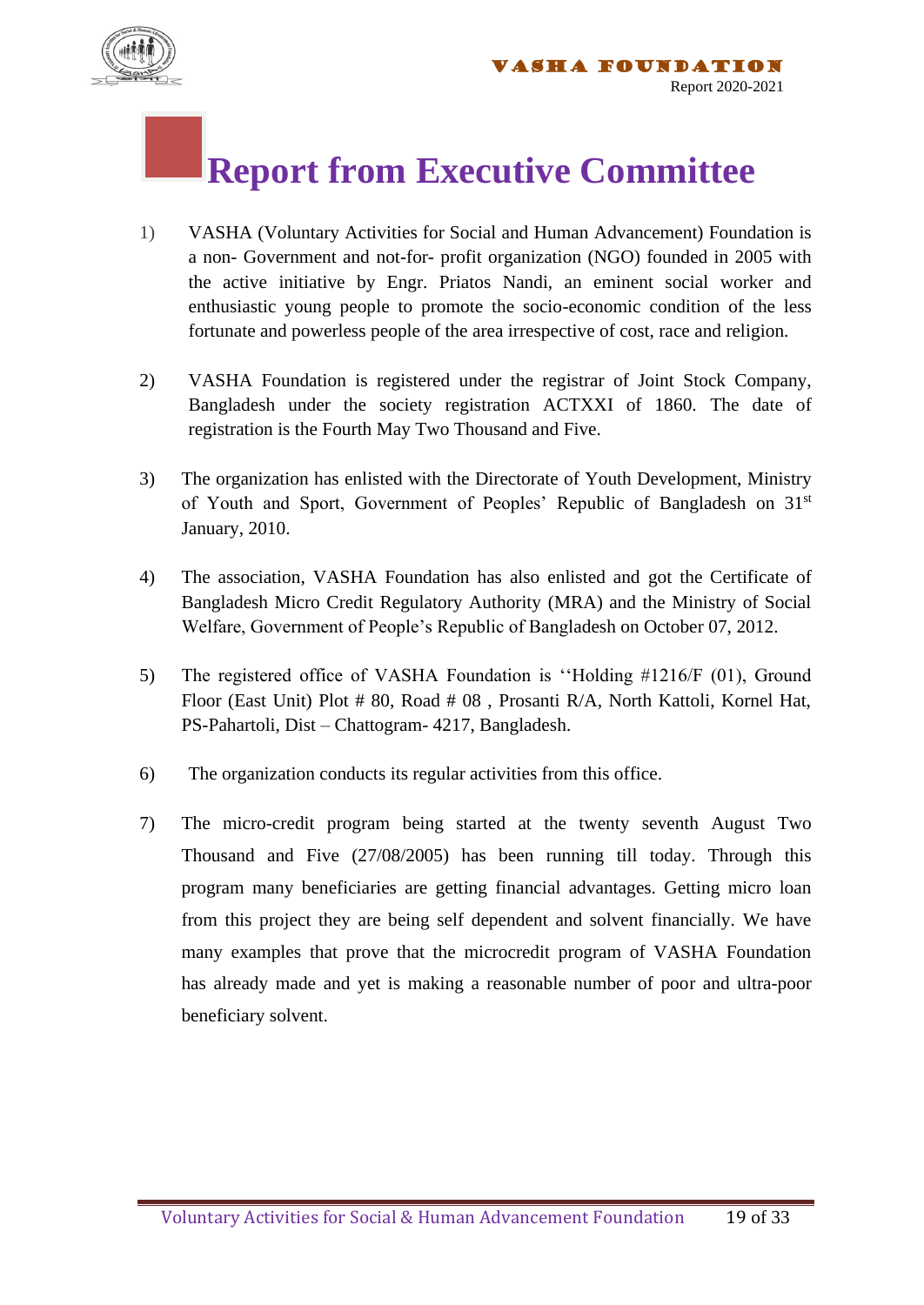# Report from Executive Committee

1) VASHA (Voluntary Activities for Social and Human Advancement) Foundation is a non- Government and not-for- profit organization (NGO) founded in 2005 with the active initiative by Engr. Priatos Nandi, an eminent social worker and enthusiastic young people to promote the socio-economic condition of the less fortunate and powerless people of the area irrespective of cost, race and religion.

2) VASHA Foundation is registered under the registrar of Joint Stock Company, Bangladesh under the society registration ACTXXI of 1860. The date of registration is the Fourth May Two Thousand and Five.

3) The organization has enlisted with the Directorate of Youth Development, Ministry of Youth and Sport, Government of Peoples' Republic of Bangladesh on 31st January, 2010.

4) The association, VASHA Foundation has also enlisted and got the Certificate of Bangladesh Micro Credit Regulatory Authority (MRA) and the Ministry of Social Welfare, Government of People's Republic of Bangladesh on October 07, 2012.

5) The registered office of VASHA Foundation is ''Holding #1216/F (01), Ground Floor (East Unit) Plot # 80, Road # 08 , Prosanti R/A, North Kattoli, Kornel Hat, PS-Pahartoli, Dist – Chattogram- 4217, Bangladesh.

6) The organization conducts its regular activities from this office.

7) The micro-credit program being started at the twenty seventh August Two Thousand and Five (27/08/2005) has been running till today. Through this program many beneficiaries are getting financial advantages. Getting micro loan from this project they are being self dependent and solvent financially. We have many examples that prove that the microcredit program of VASHA Foundation has already made and yet is making a reasonable number of poor and ultra-poor beneficiary solvent.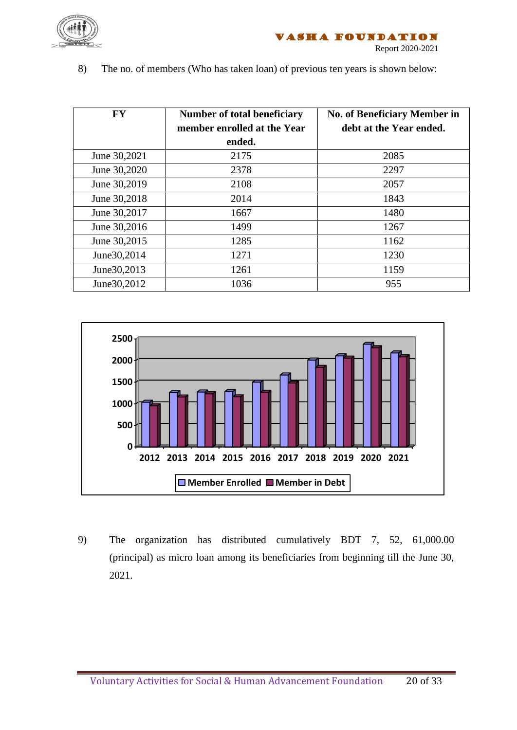8) The no. of members (Who has taken loan) of previous ten years is shown below:

| FY | Number of total beneficiary member enrolled at the Year ended. | No. of Beneficiary Member in debt at the Year ended. |
|---|---|---|
| June 30,2021 | 2175 | 2085 |
| June 30,2020 | 2378 | 2297 |
| June 30,2019 | 2108 | 2057 |
| June 30,2018 | 2014 | 1843 |
| June 30,2017 | 1667 | 1480 |
| June 30,2016 | 1499 | 1267 |
| June 30,2015 | 1285 | 1162 |
| June30,2014 | 1271 | 1230 |
| June30,2013 | 1261 | 1159 |
| June30,2012 | 1036 | 955 |

9) The organization has distributed cumulatively BDT 7, 52, 61,000.00 (principal) as micro loan among its beneficiaries from beginning till the June 30, 2021.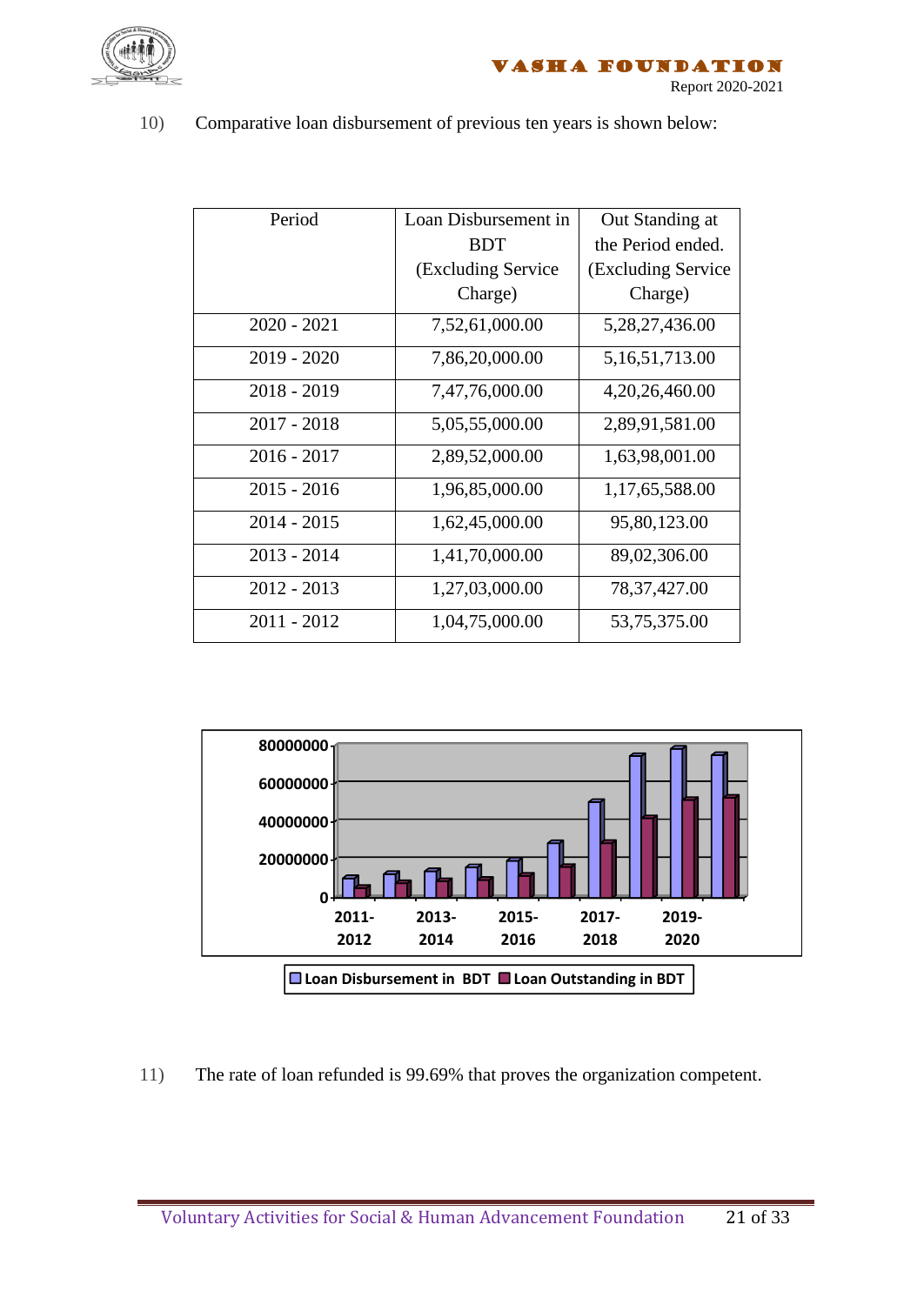10) Comparative loan disbursement of previous ten years is shown below:

| Period | Loan Disbursement in BDT (Excluding Service Charge) | Out Standing at the Period ended. (Excluding Service Charge) |
|---|---|---|
| 2020 - 2021 | 7,52,61,000.00 | 5,28,27,436.00 |
| 2019 - 2020 | 7,86,20,000.00 | 5,16,51,713.00 |
| 2018 - 2019 | 7,47,76,000.00 | 4,20,26,460.00 |
| 2017 - 2018 | 5,05,55,000.00 | 2,89,91,581.00 |
| 2016 - 2017 | 2,89,52,000.00 | 1,63,98,001.00 |
| 2015 - 2016 | 1,96,85,000.00 | 1,17,65,588.00 |
| 2014 - 2015 | 1,62,45,000.00 | 95,80,123.00 |
| 2013 - 2014 | 1,41,70,000.00 | 89,02,306.00 |
| 2012 - 2013 | 1,27,03,000.00 | 78,37,427.00 |
| 2011 - 2012 | 1,04,75,000.00 | 53,75,375.00 |

Loan Disbursement in BDT / Loan Outstanding in BDT

11) The rate of loan refunded is 99.69% that proves the organization competent.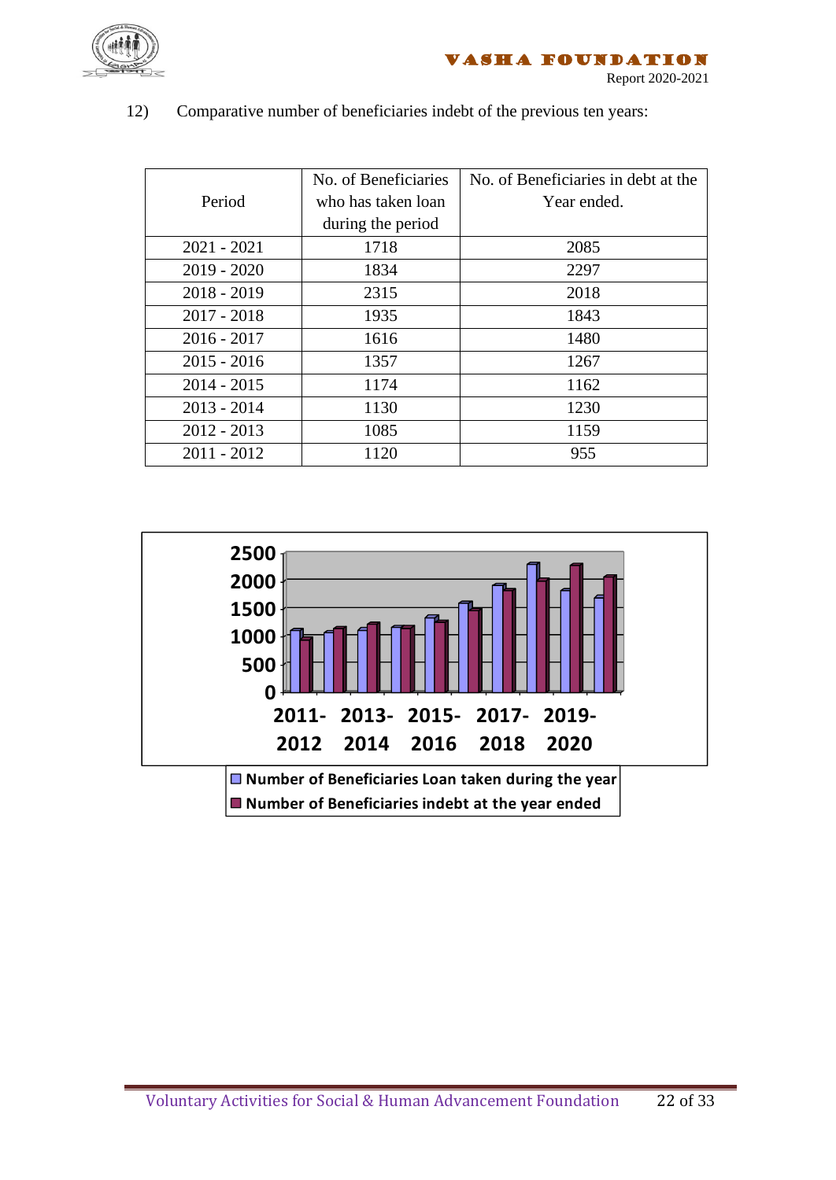12) Comparative number of beneficiaries indebt of the previous ten years:

| Period | No. of Beneficiaries who has taken loan during the period | No. of Beneficiaries in debt at the Year ended. |
|---|---|---|
| 2021 - 2021 | 1718 | 2085 |
| 2019 - 2020 | 1834 | 2297 |
| 2018 - 2019 | 2315 | 2018 |
| 2017 - 2018 | 1935 | 1843 |
| 2016 - 2017 | 1616 | 1480 |
| 2015 - 2016 | 1357 | 1267 |
| 2014 - 2015 | 1174 | 1162 |
| 2013 - 2014 | 1130 | 1230 |
| 2012 - 2013 | 1085 | 1159 |
| 2011 - 2012 | 1120 | 955 |

Number of Beneficiaries Loan taken during the year

Number of Beneficiaries indebt at the year ended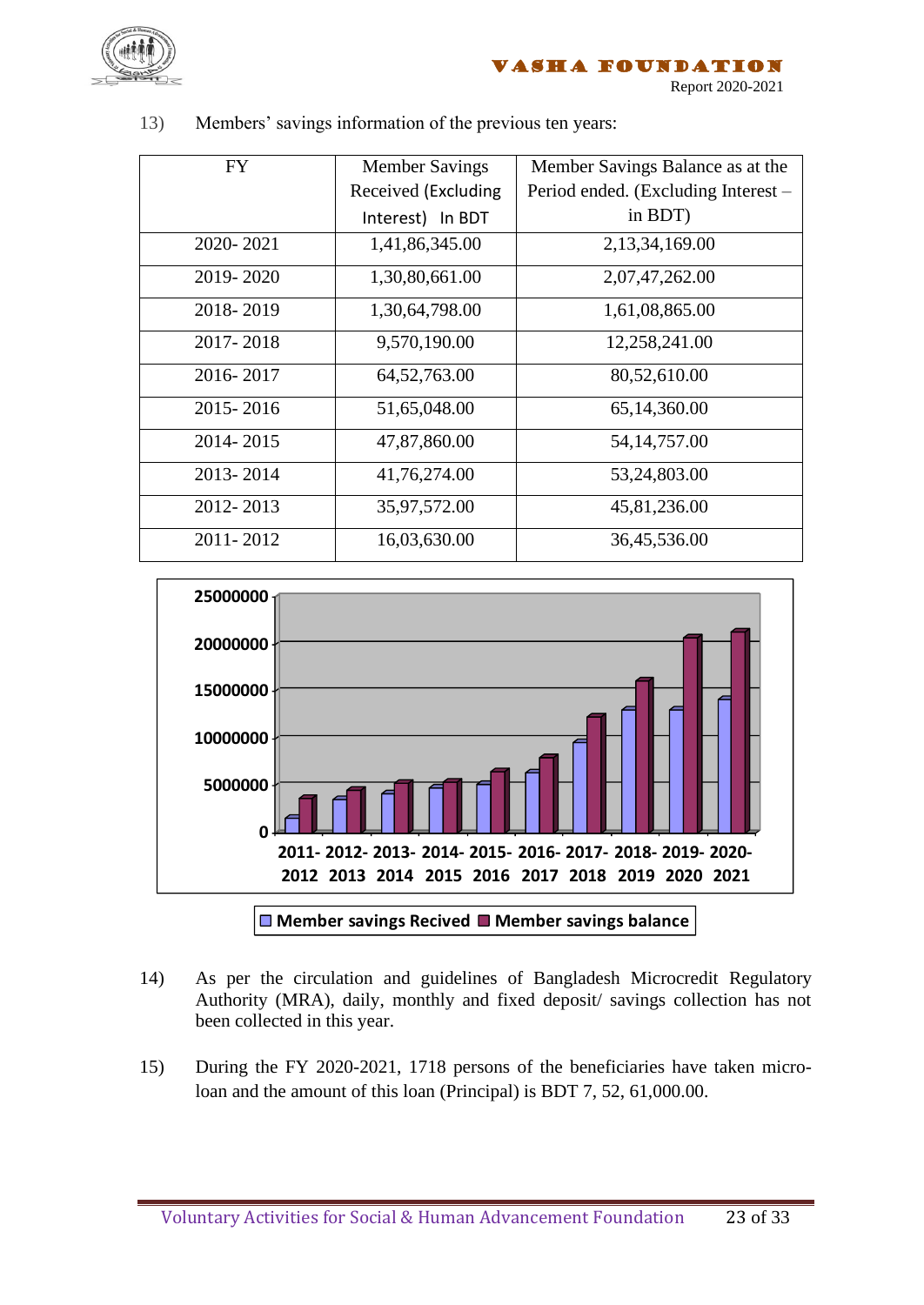13) Members' savings information of the previous ten years:

| FY | Member Savings Received (Excluding Interest) In BDT | Member Savings Balance as at the Period ended. (Excluding Interest – in BDT) |
|---|---|---|
| 2020- 2021 | 1,41,86,345.00 | 2,13,34,169.00 |
| 2019- 2020 | 1,30,80,661.00 | 2,07,47,262.00 |
| 2018- 2019 | 1,30,64,798.00 | 1,61,08,865.00 |
| 2017- 2018 | 9,570,190.00 | 12,258,241.00 |
| 2016- 2017 | 64,52,763.00 | 80,52,610.00 |
| 2015- 2016 | 51,65,048.00 | 65,14,360.00 |
| 2014- 2015 | 47,87,860.00 | 54,14,757.00 |
| 2013- 2014 | 41,76,274.00 | 53,24,803.00 |
| 2012- 2013 | 35,97,572.00 | 45,81,236.00 |
| 2011- 2012 | 16,03,630.00 | 36,45,536.00 |

14) As per the circulation and guidelines of Bangladesh Microcredit Regulatory Authority (MRA), daily, monthly and fixed deposit/ savings collection has not been collected in this year.

15) During the FY 2020-2021, 1718 persons of the beneficiaries have taken micro-loan and the amount of this loan (Principal) is BDT 7, 52, 61,000.00.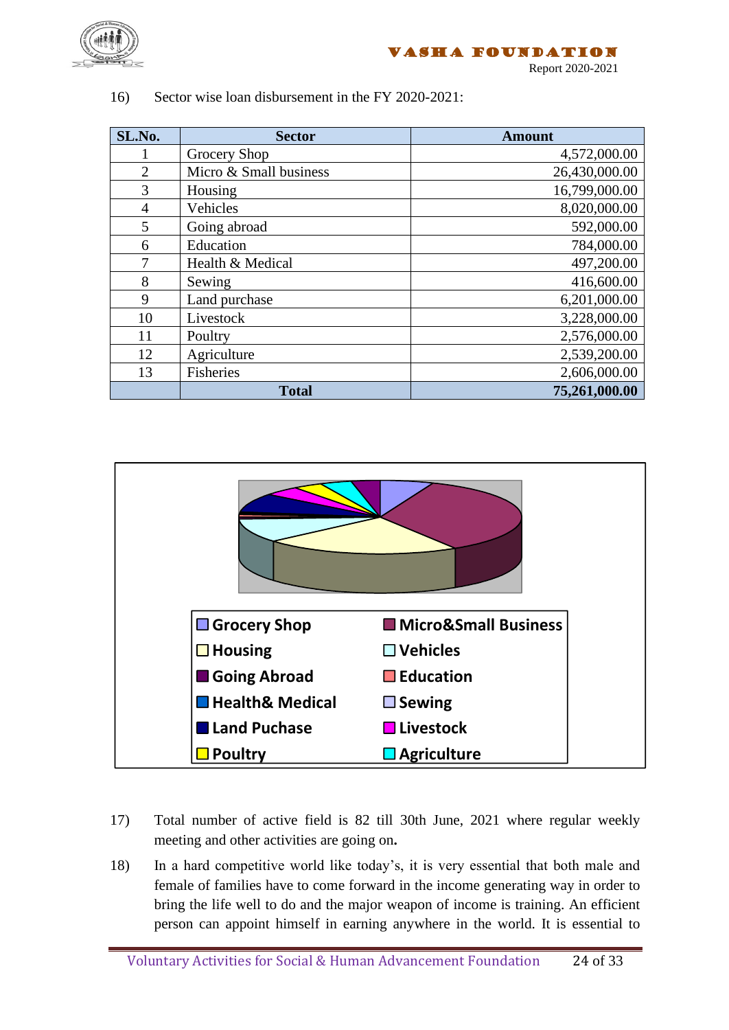16) Sector wise loan disbursement in the FY 2020-2021:

| SL.No. | Sector | Amount |
|---|---|---|
| 1 | Grocery Shop | 4,572,000.00 |
| 2 | Micro & Small business | 26,430,000.00 |
| 3 | Housing | 16,799,000.00 |
| 4 | Vehicles | 8,020,000.00 |
| 5 | Going abroad | 592,000.00 |
| 6 | Education | 784,000.00 |
| 7 | Health & Medical | 497,200.00 |
| 8 | Sewing | 416,600.00 |
| 9 | Land purchase | 6,201,000.00 |
| 10 | Livestock | 3,228,000.00 |
| 11 | Poultry | 2,576,000.00 |
| 12 | Agriculture | 2,539,200.00 |
| 13 | Fisheries | 2,606,000.00 |
| | **Total** | **75,261,000.00** |

Grocery Shop | Micro&Small Business | Housing | Vehicles | Going Abroad | Education | Health& Medical | Sewing | Land Puchase | Livestock | Poultry | Agriculture

17) Total number of active field is 82 till 30th June, 2021 where regular weekly meeting and other activities are going on**.**

18) In a hard competitive world like today's, it is very essential that both male and female of families have to come forward in the income generating way in order to bring the life well to do and the major weapon of income is training. An efficient person can appoint himself in earning anywhere in the world. It is essential to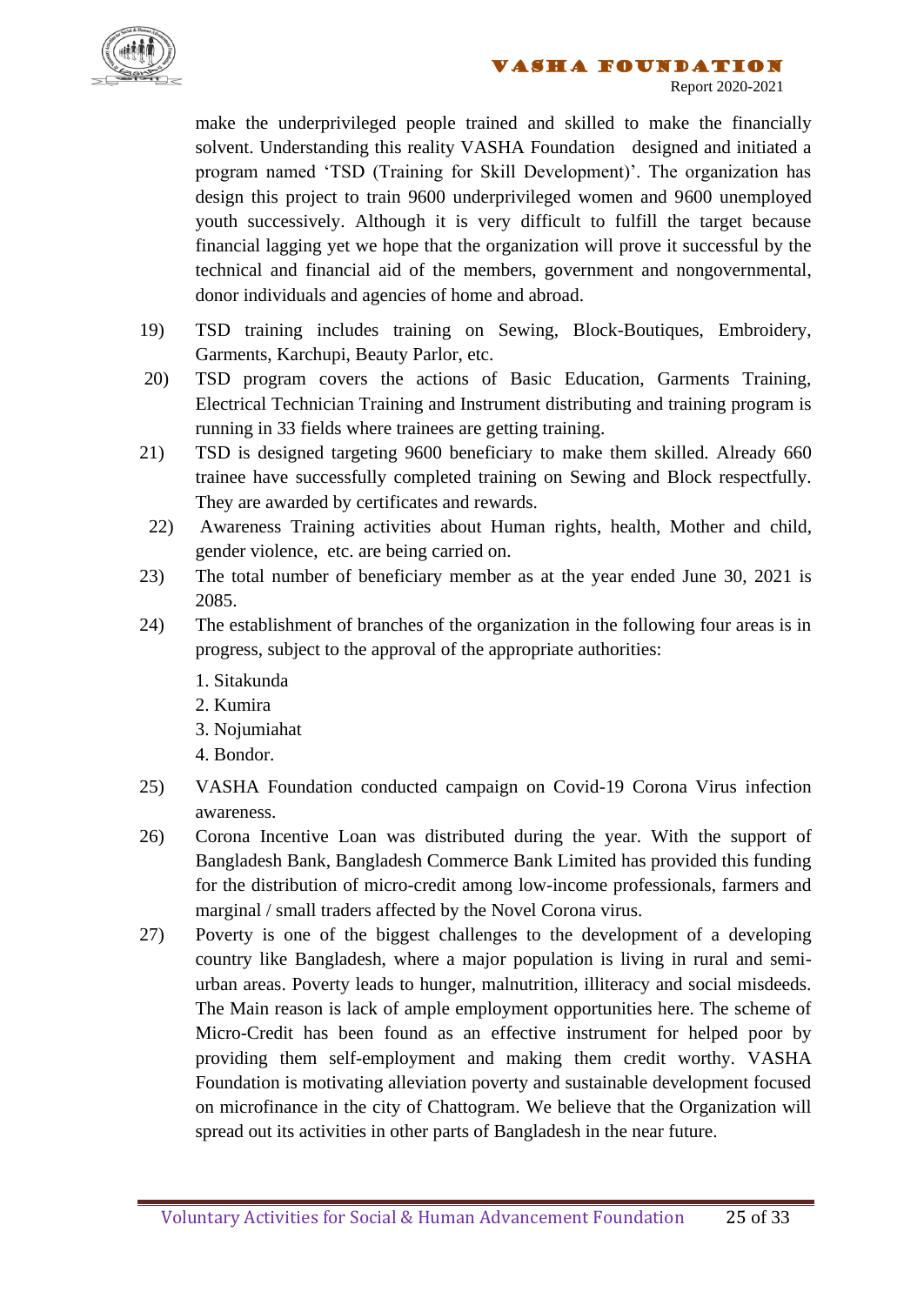make the underprivileged people trained and skilled to make the financially solvent. Understanding this reality VASHA Foundation designed and initiated a program named 'TSD (Training for Skill Development)'. The organization has design this project to train 9600 underprivileged women and 9600 unemployed youth successively. Although it is very difficult to fulfill the target because financial lagging yet we hope that the organization will prove it successful by the technical and financial aid of the members, government and nongovernmental, donor individuals and agencies of home and abroad.

19) TSD training includes training on Sewing, Block-Boutiques, Embroidery, Garments, Karchupi, Beauty Parlor, etc.

20) TSD program covers the actions of Basic Education, Garments Training, Electrical Technician Training and Instrument distributing and training program is running in 33 fields where trainees are getting training.

21) TSD is designed targeting 9600 beneficiary to make them skilled. Already 660 trainee have successfully completed training on Sewing and Block respectfully. They are awarded by certificates and rewards.

22) Awareness Training activities about Human rights, health, Mother and child, gender violence, etc. are being carried on.

23) The total number of beneficiary member as at the year ended June 30, 2021 is 2085.

24) The establishment of branches of the organization in the following four areas is in progress, subject to the approval of the appropriate authorities:

    1. Sitakunda
    2. Kumira
    3. Nojumiahat
    4. Bondor.

25) VASHA Foundation conducted campaign on Covid-19 Corona Virus infection awareness.

26) Corona Incentive Loan was distributed during the year. With the support of Bangladesh Bank, Bangladesh Commerce Bank Limited has provided this funding for the distribution of micro-credit among low-income professionals, farmers and marginal / small traders affected by the Novel Corona virus.

27) Poverty is one of the biggest challenges to the development of a developing country like Bangladesh, where a major population is living in rural and semi-urban areas. Poverty leads to hunger, malnutrition, illiteracy and social misdeeds. The Main reason is lack of ample employment opportunities here. The scheme of Micro-Credit has been found as an effective instrument for helped poor by providing them self-employment and making them credit worthy. VASHA Foundation is motivating alleviation poverty and sustainable development focused on microfinance in the city of Chattogram. We believe that the Organization will spread out its activities in other parts of Bangladesh in the near future.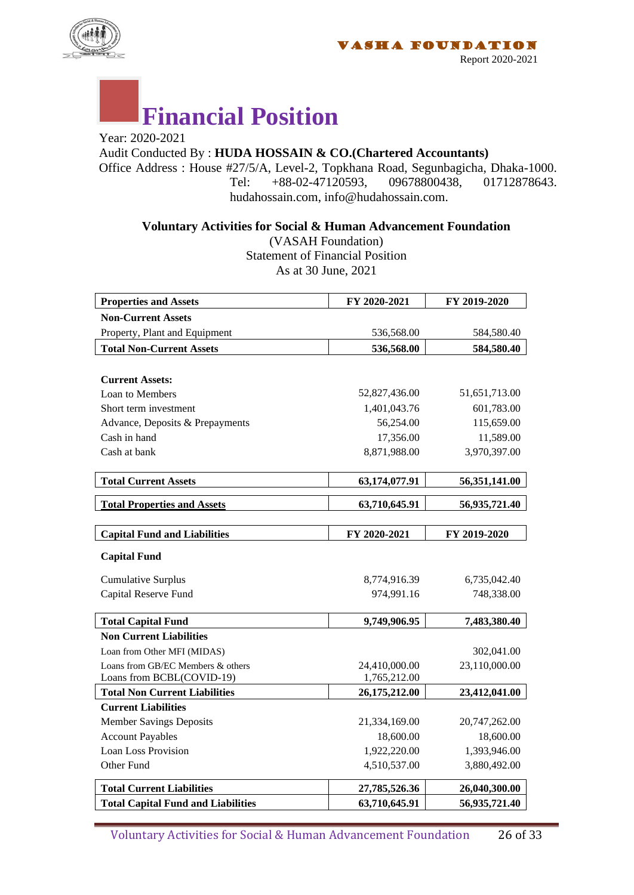# Financial Position

Year: 2020-2021

Audit Conducted By : **HUDA HOSSAIN & CO.(Chartered Accountants)**

Office Address : House #27/5/A, Level-2, Topkhana Road, Segunbagicha, Dhaka-1000.
Tel: +88-02-47120593, 09678800438, 01712878643.
hudahossain.com, info@hudahossain.com.

**Voluntary Activities for Social & Human Advancement Foundation**

(VASAH Foundation)

Statement of Financial Position

As at 30 June, 2021

| **Properties and Assets** | **FY 2020-2021** | **FY 2019-2020** |
|---|---|---|
| **Non-Current Assets** | | |
| Property, Plant and Equipment | 536,568.00 | 584,580.40 |
| **Total Non-Current Assets** | **536,568.00** | **584,580.40** |
| **Current Assets:** | | |
| Loan to Members | 52,827,436.00 | 51,651,713.00 |
| Short term investment | 1,401,043.76 | 601,783.00 |
| Advance, Deposits & Prepayments | 56,254.00 | 115,659.00 |
| Cash in hand | 17,356.00 | 11,589.00 |
| Cash at bank | 8,871,988.00 | 3,970,397.00 |
| **Total Current Assets** | **63,174,077.91** | **56,351,141.00** |
| **Total Properties and Assets** | **63,710,645.91** | **56,935,721.40** |

| **Capital Fund and Liabilities** | **FY 2020-2021** | **FY 2019-2020** |
|---|---|---|
| **Capital Fund** | | |
| Cumulative Surplus | 8,774,916.39 | 6,735,042.40 |
| Capital Reserve Fund | 974,991.16 | 748,338.00 |
| **Total Capital Fund** | **9,749,906.95** | **7,483,380.40** |
| **Non Current Liabilities** | | |
| Loan from Other MFI (MIDAS) | | 302,041.00 |
| Loans from GB/EC Members & others | 24,410,000.00 | 23,110,000.00 |
| Loans from BCBL(COVID-19) | 1,765,212.00 | |
| **Total Non Current Liabilities** | **26,175,212.00** | **23,412,041.00** |
| **Current Liabilities** | | |
| Member Savings Deposits | 21,334,169.00 | 20,747,262.00 |
| Account Payables | 18,600.00 | 18,600.00 |
| Loan Loss Provision | 1,922,220.00 | 1,393,946.00 |
| Other Fund | 4,510,537.00 | 3,880,492.00 |
| **Total Current Liabilities** | **27,785,526.36** | **26,040,300.00** |
| **Total Capital Fund and Liabilities** | **63,710,645.91** | **56,935,721.40** |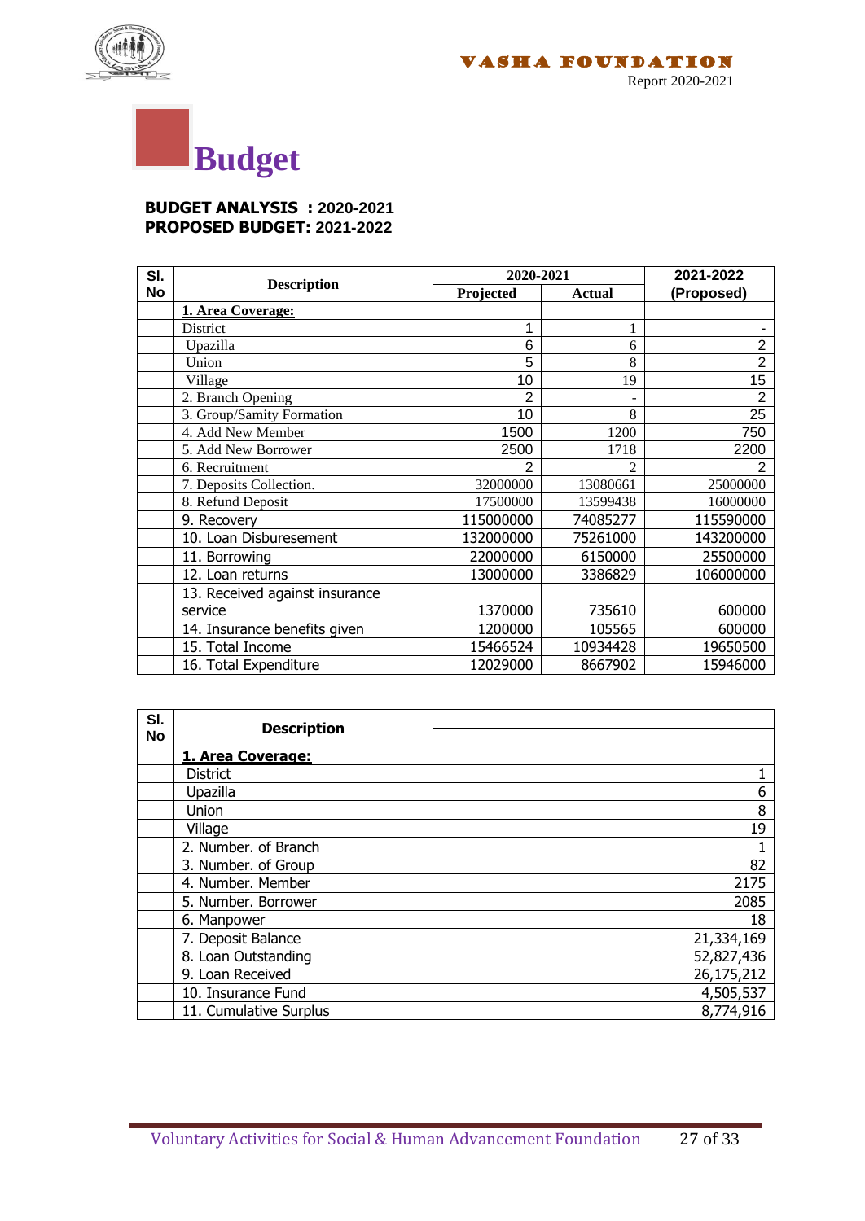# Budget

**BUDGET ANALYSIS : 2020-2021**
**PROPOSED BUDGET: 2021-2022**

| Sl. No | Description | 2020-2021 | | 2021-2022 |
|---|---|---|---|---|
| | | Projected | Actual | (Proposed) |
| | **1. Area Coverage:** | | | |
| | District | 1 | 1 | - |
| | Upazilla | 6 | 6 | 2 |
| | Union | 5 | 8 | 2 |
| | Village | 10 | 19 | 15 |
| | 2. Branch Opening | 2 | - | 2 |
| | 3. Group/Samity Formation | 10 | 8 | 25 |
| | 4. Add New Member | 1500 | 1200 | 750 |
| | 5. Add New Borrower | 2500 | 1718 | 2200 |
| | 6. Recruitment | 2 | 2 | 2 |
| | 7. Deposits Collection. | 32000000 | 13080661 | 25000000 |
| | 8. Refund Deposit | 17500000 | 13599438 | 16000000 |
| | 9. Recovery | 115000000 | 74085277 | 115590000 |
| | 10. Loan Disbureesement | 132000000 | 75261000 | 143200000 |
| | 11. Borrowing | 22000000 | 6150000 | 25500000 |
| | 12. Loan returns | 13000000 | 3386829 | 106000000 |
| | 13. Received against insurance service | 1370000 | 735610 | 600000 |
| | 14. Insurance benefits given | 1200000 | 105565 | 600000 |
| | 15. Total Income | 15466524 | 10934428 | 19650500 |
| | 16. Total Expenditure | 12029000 | 8667902 | 15946000 |

| Sl. No | Description | |
|---|---|---|
| | **1. Area Coverage:** | |
| | District | 1 |
| | Upazilla | 6 |
| | Union | 8 |
| | Village | 19 |
| | 2. Number. of Branch | 1 |
| | 3. Number. of Group | 82 |
| | 4. Number. Member | 2175 |
| | 5. Number. Borrower | 2085 |
| | 6. Manpower | 18 |
| | 7. Deposit Balance | 21,334,169 |
| | 8. Loan Outstanding | 52,827,436 |
| | 9. Loan Received | 26,175,212 |
| | 10. Insurance Fund | 4,505,537 |
| | 11. Cumulative Surplus | 8,774,916 |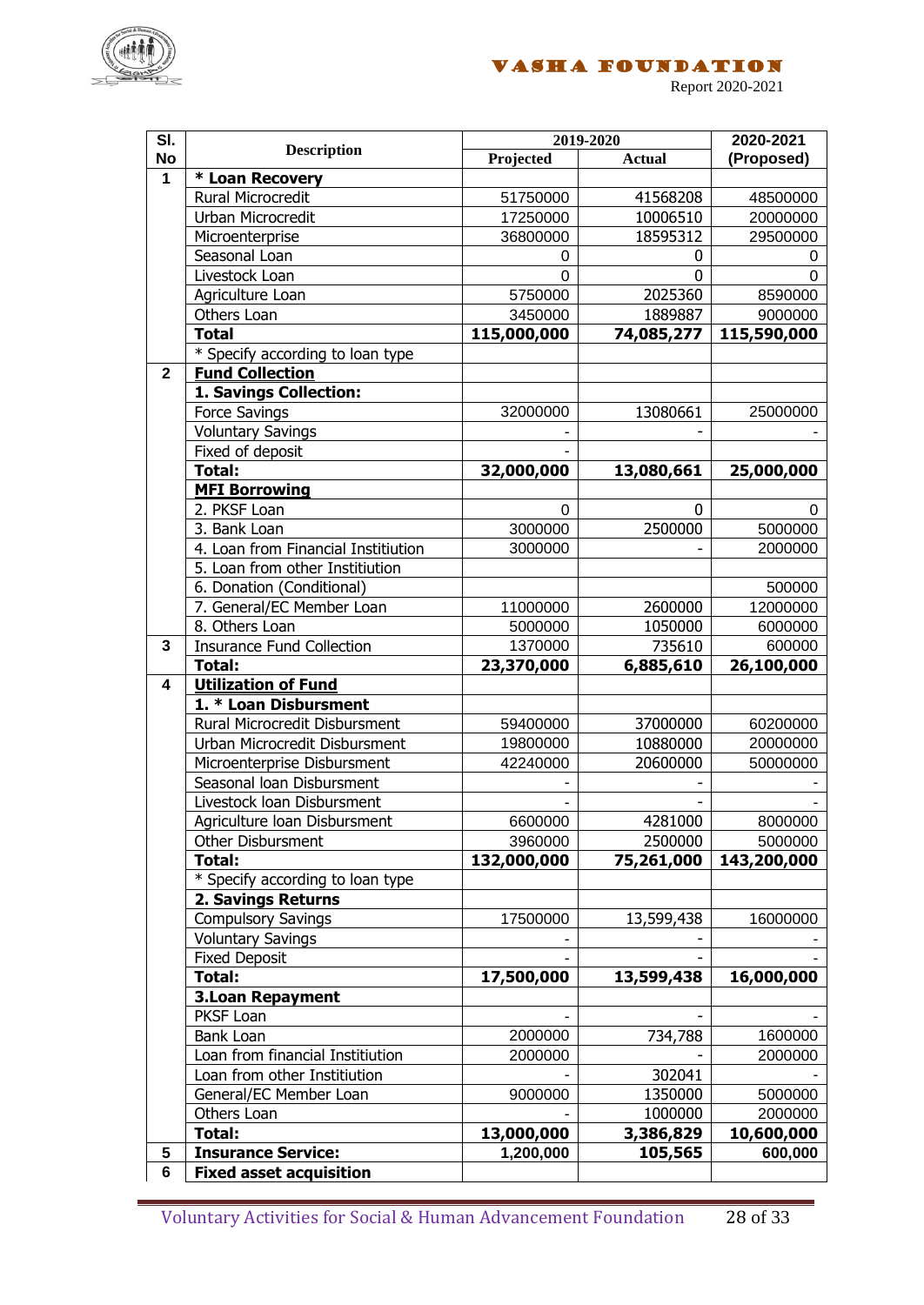| Sl. No | Description | 2019-2020 | | 2020-2021 |
|---|---|---|---|---|
| | | Projected | Actual | (Proposed) |
| 1 | **\* Loan Recovery** | | | |
| | Rural Microcredit | 51750000 | 41568208 | 48500000 |
| | Urban Microcredit | 17250000 | 10006510 | 20000000 |
| | Microenterprise | 36800000 | 18595312 | 29500000 |
| | Seasonal Loan | 0 | 0 | 0 |
| | Livestock Loan | 0 | 0 | 0 |
| | Agriculture Loan | 5750000 | 2025360 | 8590000 |
| | Others Loan | 3450000 | 1889887 | 9000000 |
| | **Total** | **115,000,000** | **74,085,277** | **115,590,000** |
| | * Specify according to loan type | | | |
| 2 | **Fund Collection** | | | |
| | **1. Savings Collection:** | | | |
| | Force Savings | 32000000 | 13080661 | 25000000 |
| | Voluntary Savings | - | - | - |
| | Fixed of deposit | - | | |
| | **Total:** | **32,000,000** | **13,080,661** | **25,000,000** |
| | **MFI Borrowing** | | | |
| | 2. PKSF Loan | 0 | 0 | 0 |
| | 3. Bank Loan | 3000000 | 2500000 | 5000000 |
| | 4. Loan from Financial Institiution | 3000000 | - | 2000000 |
| | 5. Loan from other Institiution | | | |
| | 6. Donation (Conditional) | | | 500000 |
| | 7. General/EC Member Loan | 11000000 | 2600000 | 12000000 |
| | 8. Others Loan | 5000000 | 1050000 | 6000000 |
| 3 | Insurance Fund Collection | 1370000 | 735610 | 600000 |
| | **Total:** | **23,370,000** | **6,885,610** | **26,100,000** |
| 4 | **Utilization of Fund** | | | |
| | **1. \* Loan Disbursment** | | | |
| | Rural Microcredit Disbursment | 59400000 | 37000000 | 60200000 |
| | Urban Microcredit Disbursment | 19800000 | 10880000 | 20000000 |
| | Microenterprise Disbursment | 42240000 | 20600000 | 50000000 |
| | Seasonal loan Disbursment | - | - | - |
| | Livestock loan Disbursment | - | - | - |
| | Agriculture loan Disbursment | 6600000 | 4281000 | 8000000 |
| | Other Disbursment | 3960000 | 2500000 | 5000000 |
| | **Total:** | **132,000,000** | **75,261,000** | **143,200,000** |
| | * Specify according to loan type | | | |
| | **2. Savings Returns** | | | |
| | Compulsory Savings | 17500000 | 13,599,438 | 16000000 |
| | Voluntary Savings | - | - | - |
| | Fixed Deposit | - | - | - |
| | **Total:** | **17,500,000** | **13,599,438** | **16,000,000** |
| | **3.Loan Repayment** | | | |
| | PKSF Loan | - | - | - |
| | Bank Loan | 2000000 | 734,788 | 1600000 |
| | Loan from financial Institiution | 2000000 | - | 2000000 |
| | Loan from other Institiution | - | 302041 | - |
| | General/EC Member Loan | 9000000 | 1350000 | 5000000 |
| | Others Loan | - | 1000000 | 2000000 |
| | **Total:** | **13,000,000** | **3,386,829** | **10,600,000** |
| 5 | **Insurance Service:** | **1,200,000** | **105,565** | **600,000** |
| 6 | **Fixed asset acquisition** | | | |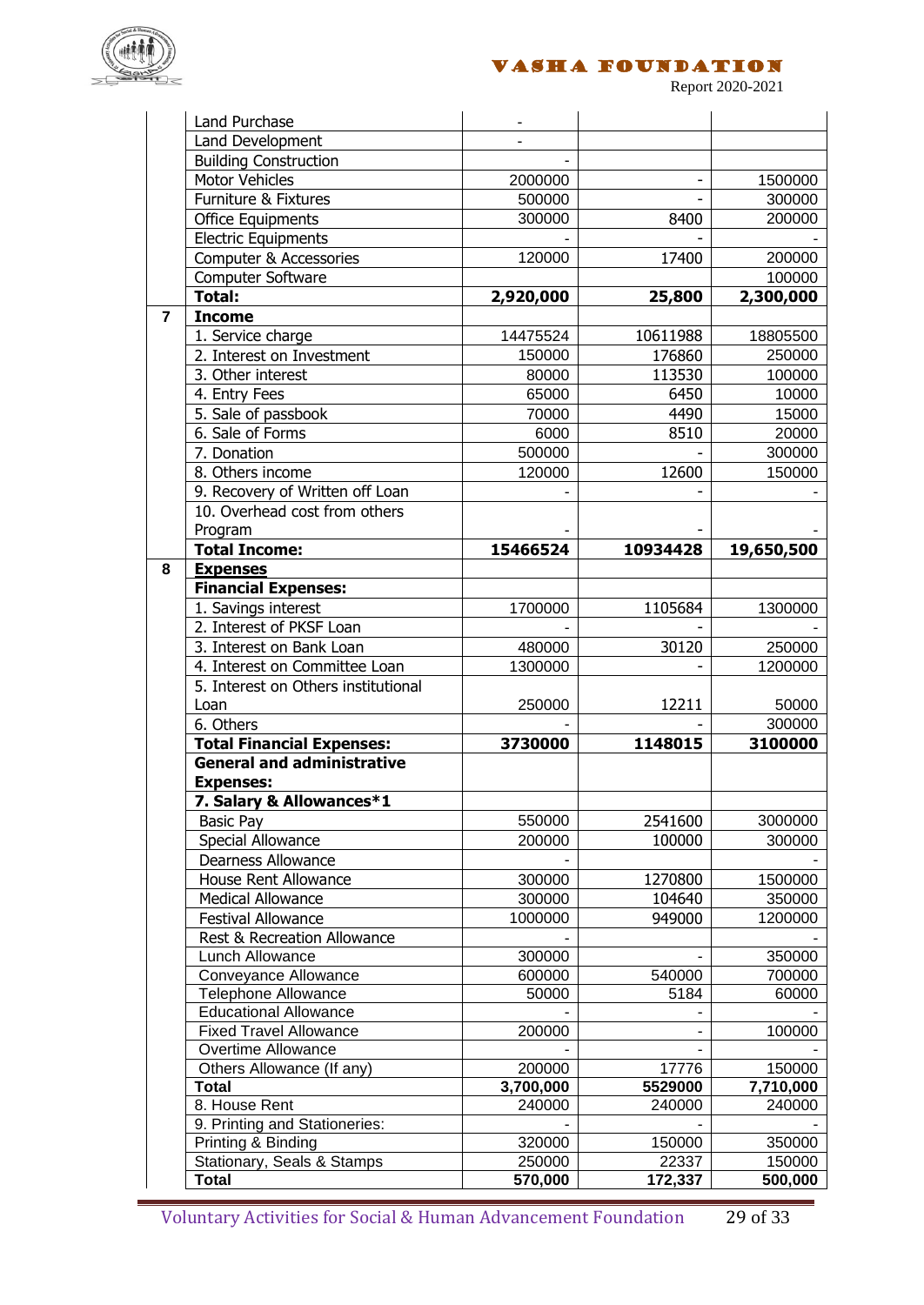| | | | | |
|---|---|---|---|---|
| | Land Purchase | - | | |
| | Land Development | - | | |
| | Building Construction | - | | |
| | Motor Vehicles | 2000000 | - | 1500000 |
| | Furniture & Fixtures | 500000 | - | 300000 |
| | Office Equipments | 300000 | 8400 | 200000 |
| | Electric Equipments | - | - | - |
| | Computer & Accessories | 120000 | 17400 | 200000 |
| | Computer Software | | | 100000 |
| | **Total:** | **2,920,000** | **25,800** | **2,300,000** |
| **7** | **Income** | | | |
| | 1. Service charge | 14475524 | 10611988 | 18805500 |
| | 2. Interest on Investment | 150000 | 176860 | 250000 |
| | 3. Other interest | 80000 | 113530 | 100000 |
| | 4. Entry Fees | 65000 | 6450 | 10000 |
| | 5. Sale of passbook | 70000 | 4490 | 15000 |
| | 6. Sale of Forms | 6000 | 8510 | 20000 |
| | 7. Donation | 500000 | - | 300000 |
| | 8. Others income | 120000 | 12600 | 150000 |
| | 9. Recovery of Written off Loan | - | - | - |
| | 10. Overhead cost from others Program | - | - | - |
| | **Total Income:** | **15466524** | **10934428** | **19,650,500** |
| **8** | **Expenses** | | | |
| | **Financial Expenses:** | | | |
| | 1. Savings interest | 1700000 | 1105684 | 1300000 |
| | 2. Interest of PKSF Loan | - | - | - |
| | 3. Interest on Bank Loan | 480000 | 30120 | 250000 |
| | 4. Interest on Committee Loan | 1300000 | - | 1200000 |
| | 5. Interest on Others institutional Loan | 250000 | 12211 | 50000 |
| | 6. Others | - | - | 300000 |
| | **Total Financial Expenses:** | **3730000** | **1148015** | **3100000** |
| | **General and administrative Expenses:** | | | |
| | **7. Salary & Allowances*1** | | | |
| | Basic Pay | 550000 | 2541600 | 3000000 |
| | Special Allowance | 200000 | 100000 | 300000 |
| | Dearness Allowance | - | | - |
| | House Rent Allowance | 300000 | 1270800 | 1500000 |
| | Medical Allowance | 300000 | 104640 | 350000 |
| | Festival Allowance | 1000000 | 949000 | 1200000 |
| | Rest & Recreation Allowance | - | | - |
| | Lunch Allowance | 300000 | - | 350000 |
| | Conveyance Allowance | 600000 | 540000 | 700000 |
| | Telephone Allowance | 50000 | 5184 | 60000 |
| | Educational Allowance | - | - | - |
| | Fixed Travel Allowance | 200000 | - | 100000 |
| | Overtime Allowance | - | - | - |
| | Others Allowance (If any) | 200000 | 17776 | 150000 |
| | **Total** | **3,700,000** | **5529000** | **7,710,000** |
| | 8. House Rent | 240000 | 240000 | 240000 |
| | 9. Printing and Stationeries: | - | - | - |
| | Printing & Binding | 320000 | 150000 | 350000 |
| | Stationary, Seals & Stamps | 250000 | 22337 | 150000 |
| | **Total** | **570,000** | **172,337** | **500,000** |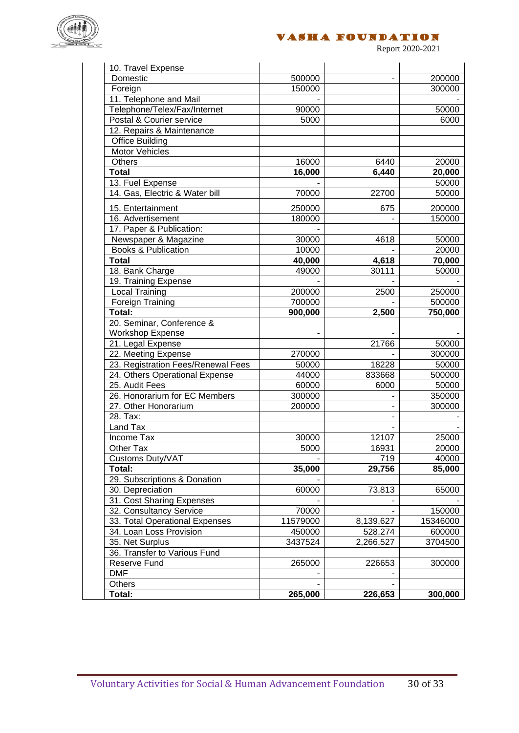| | | | |
|---|---|---|---|
| 10. Travel Expense | | | |
| Domestic | 500000 | - | 200000 |
| Foreign | 150000 | | 300000 |
| 11. Telephone and Mail | - | | - |
| Telephone/Telex/Fax/Internet | 90000 | | 50000 |
| Postal & Courier service | 5000 | | 6000 |
| 12. Repairs & Maintenance | | | |
| Office Building | | | |
| Motor Vehicles | | | |
| Others | 16000 | 6440 | 20000 |
| **Total** | **16,000** | **6,440** | **20,000** |
| 13. Fuel Expense | - | | 50000 |
| 14. Gas, Electric & Water bill | 70000 | 22700 | 50000 |
| 15. Entertainment | 250000 | 675 | 200000 |
| 16. Advertisement | 180000 | - | 150000 |
| 17. Paper & Publication: | - | | |
| Newspaper & Magazine | 30000 | 4618 | 50000 |
| Books & Publication | 10000 | - | 20000 |
| **Total** | **40,000** | **4,618** | **70,000** |
| 18. Bank Charge | 49000 | 30111 | 50000 |
| 19. Training Expense | - | - | - |
| Local Training | 200000 | 2500 | 250000 |
| Foreign Training | 700000 | - | 500000 |
| **Total:** | **900,000** | **2,500** | **750,000** |
| 20. Seminar, Conference & Workshop Expense | - | - | - |
| 21. Legal Expense | | 21766 | 50000 |
| 22. Meeting Expense | 270000 | - | 300000 |
| 23. Registration Fees/Renewal Fees | 50000 | 18228 | 50000 |
| 24. Others Operational Expense | 44000 | 833668 | 500000 |
| 25. Audit Fees | 60000 | 6000 | 50000 |
| 26. Honorarium for EC Members | 300000 | - | 350000 |
| 27. Other Honorarium | 200000 | - | 300000 |
| 28. Tax: | | - | - |
| Land Tax | | - | - |
| Income Tax | 30000 | 12107 | 25000 |
| Other Tax | 5000 | 16931 | 20000 |
| Customs Duty/VAT | - | 719 | 40000 |
| **Total:** | **35,000** | **29,756** | **85,000** |
| 29. Subscriptions & Donation | - | | |
| 30. Depreciation | 60000 | 73,813 | 65000 |
| 31. Cost Sharing Expenses | - | - | - |
| 32. Consultancy Service | 70000 | - | 150000 |
| 33. Total Operational Expenses | 11579000 | 8,139,627 | 15346000 |
| 34. Loan Loss Provision | 450000 | 528,274 | 600000 |
| 35. Net Surplus | 3437524 | 2,266,527 | 3704500 |
| 36. Transfer to Various Fund | | | |
| Reserve Fund | 265000 | 226653 | 300000 |
| DMF | - | - | |
| Others | - | - | |
| **Total:** | **265,000** | **226,653** | **300,000** |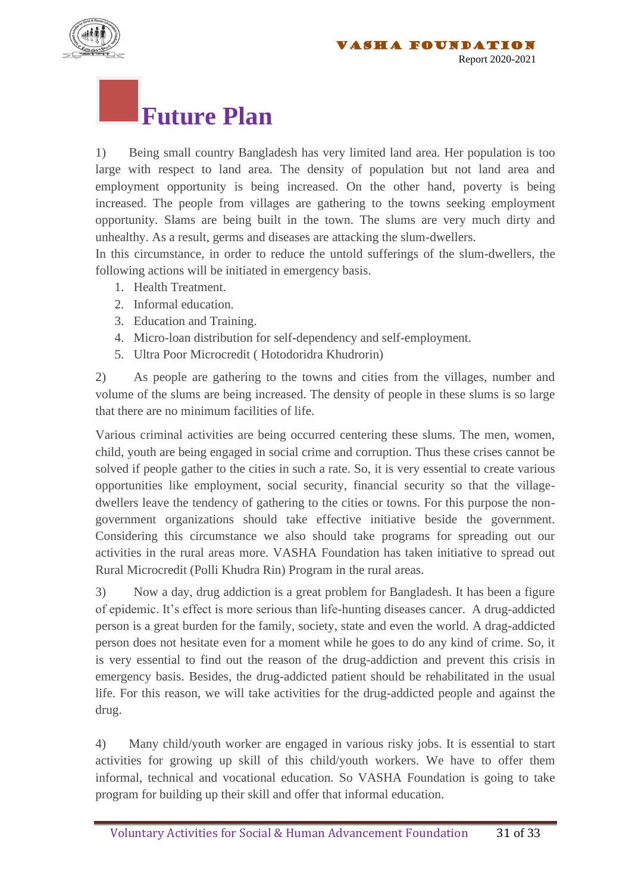# Future Plan

1) Being small country Bangladesh has very limited land area. Her population is too large with respect to land area. The density of population but not land area and employment opportunity is being increased. On the other hand, poverty is being increased. The people from villages are gathering to the towns seeking employment opportunity. Slams are being built in the town. The slums are very much dirty and unhealthy. As a result, germs and diseases are attacking the slum-dwellers.

In this circumstance, in order to reduce the untold sufferings of the slum-dwellers, the following actions will be initiated in emergency basis.

1. Health Treatment.
2. Informal education.
3. Education and Training.
4. Micro-loan distribution for self-dependency and self-employment.
5. Ultra Poor Microcredit ( Hotodoridra Khudrorin)

2) As people are gathering to the towns and cities from the villages, number and volume of the slums are being increased. The density of people in these slums is so large that there are no minimum facilities of life.

Various criminal activities are being occurred centering these slums. The men, women, child, youth are being engaged in social crime and corruption. Thus these crises cannot be solved if people gather to the cities in such a rate. So, it is very essential to create various opportunities like employment, social security, financial security so that the village-dwellers leave the tendency of gathering to the cities or towns. For this purpose the non-government organizations should take effective initiative beside the government. Considering this circumstance we also should take programs for spreading out our activities in the rural areas more. VASHA Foundation has taken initiative to spread out Rural Microcredit (Polli Khudra Rin) Program in the rural areas.

3) Now a day, drug addiction is a great problem for Bangladesh. It has been a figure of epidemic. It's effect is more serious than life-hunting diseases cancer. A drug-addicted person is a great burden for the family, society, state and even the world. A drag-addicted person does not hesitate even for a moment while he goes to do any kind of crime. So, it is very essential to find out the reason of the drug-addiction and prevent this crisis in emergency basis. Besides, the drug-addicted patient should be rehabilitated in the usual life. For this reason, we will take activities for the drug-addicted people and against the drug.

4) Many child/youth worker are engaged in various risky jobs. It is essential to start activities for growing up skill of this child/youth workers. We have to offer them informal, technical and vocational education. So VASHA Foundation is going to take program for building up their skill and offer that informal education.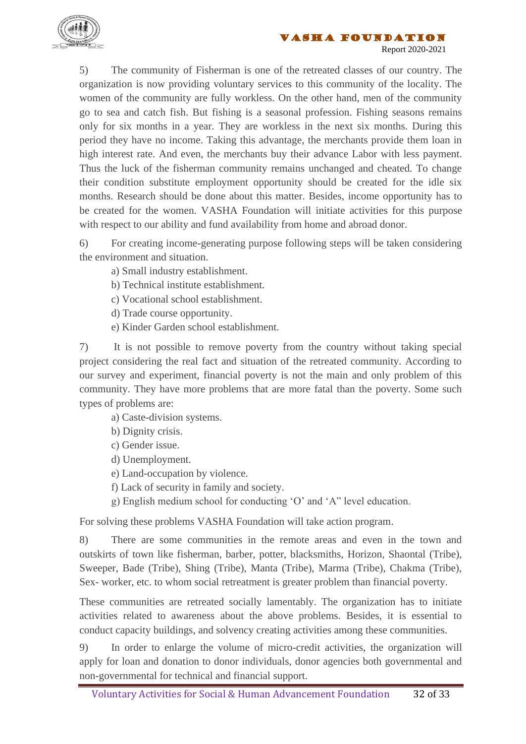5) The community of Fisherman is one of the retreated classes of our country. The organization is now providing voluntary services to this community of the locality. The women of the community are fully workless. On the other hand, men of the community go to sea and catch fish. But fishing is a seasonal profession. Fishing seasons remains only for six months in a year. They are workless in the next six months. During this period they have no income. Taking this advantage, the merchants provide them loan in high interest rate. And even, the merchants buy their advance Labor with less payment. Thus the luck of the fisherman community remains unchanged and cheated. To change their condition substitute employment opportunity should be created for the idle six months. Research should be done about this matter. Besides, income opportunity has to be created for the women. VASHA Foundation will initiate activities for this purpose with respect to our ability and fund availability from home and abroad donor.

6) For creating income-generating purpose following steps will be taken considering the environment and situation.

a) Small industry establishment.
b) Technical institute establishment.
c) Vocational school establishment.
d) Trade course opportunity.
e) Kinder Garden school establishment.

7) It is not possible to remove poverty from the country without taking special project considering the real fact and situation of the retreated community. According to our survey and experiment, financial poverty is not the main and only problem of this community. They have more problems that are more fatal than the poverty. Some such types of problems are:

a) Caste-division systems.
b) Dignity crisis.
c) Gender issue.
d) Unemployment.
e) Land-occupation by violence.
f) Lack of security in family and society.
g) English medium school for conducting 'O' and 'A" level education.

For solving these problems VASHA Foundation will take action program.

8) There are some communities in the remote areas and even in the town and outskirts of town like fisherman, barber, potter, blacksmiths, Horizon, Shaontal (Tribe), Sweeper, Bade (Tribe), Shing (Tribe), Manta (Tribe), Marma (Tribe), Chakma (Tribe), Sex- worker, etc. to whom social retreatment is greater problem than financial poverty.

These communities are retreated socially lamentably. The organization has to initiate activities related to awareness about the above problems. Besides, it is essential to conduct capacity buildings, and solvency creating activities among these communities.

9) In order to enlarge the volume of micro-credit activities, the organization will apply for loan and donation to donor individuals, donor agencies both governmental and non-governmental for technical and financial support.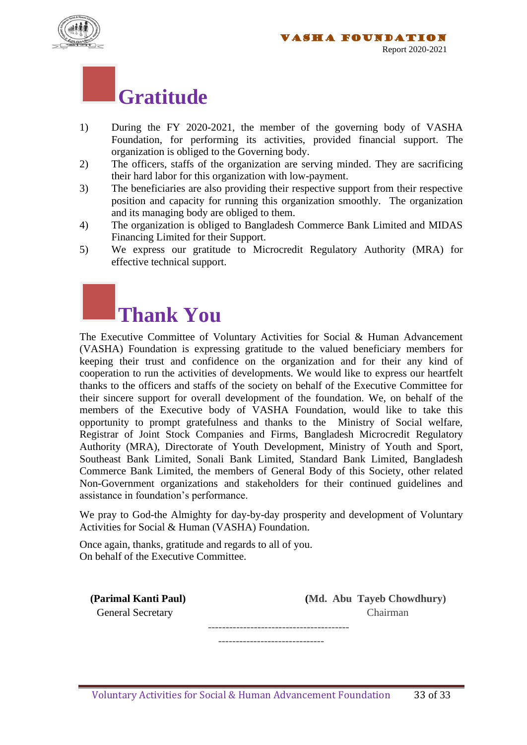# Gratitude

1) During the FY 2020-2021, the member of the governing body of VASHA Foundation, for performing its activities, provided financial support. The organization is obliged to the Governing body.
2) The officers, staffs of the organization are serving minded. They are sacrificing their hard labor for this organization with low-payment.
3) The beneficiaries are also providing their respective support from their respective position and capacity for running this organization smoothly. The organization and its managing body are obliged to them.
4) The organization is obliged to Bangladesh Commerce Bank Limited and MIDAS Financing Limited for their Support.
5) We express our gratitude to Microcredit Regulatory Authority (MRA) for effective technical support.

# Thank You

The Executive Committee of Voluntary Activities for Social & Human Advancement (VASHA) Foundation is expressing gratitude to the valued beneficiary members for keeping their trust and confidence on the organization and for their any kind of cooperation to run the activities of developments. We would like to express our heartfelt thanks to the officers and staffs of the society on behalf of the Executive Committee for their sincere support for overall development of the foundation. We, on behalf of the members of the Executive body of VASHA Foundation, would like to take this opportunity to prompt gratefulness and thanks to the Ministry of Social welfare, Registrar of Joint Stock Companies and Firms, Bangladesh Microcredit Regulatory Authority (MRA), Directorate of Youth Development, Ministry of Youth and Sport, Southeast Bank Limited, Sonali Bank Limited, Standard Bank Limited, Bangladesh Commerce Bank Limited, the members of General Body of this Society, other related Non-Government organizations and stakeholders for their continued guidelines and assistance in foundation's performance.

We pray to God-the Almighty for day-by-day prosperity and development of Voluntary Activities for Social & Human (VASHA) Foundation.

Once again, thanks, gratitude and regards to all of you.
On behalf of the Executive Committee.

**(Parimal Kanti Paul)**
General Secretary

**(Md. Abu Tayeb Chowdhury)**
Chairman

----------------------------------------
-----------------------------